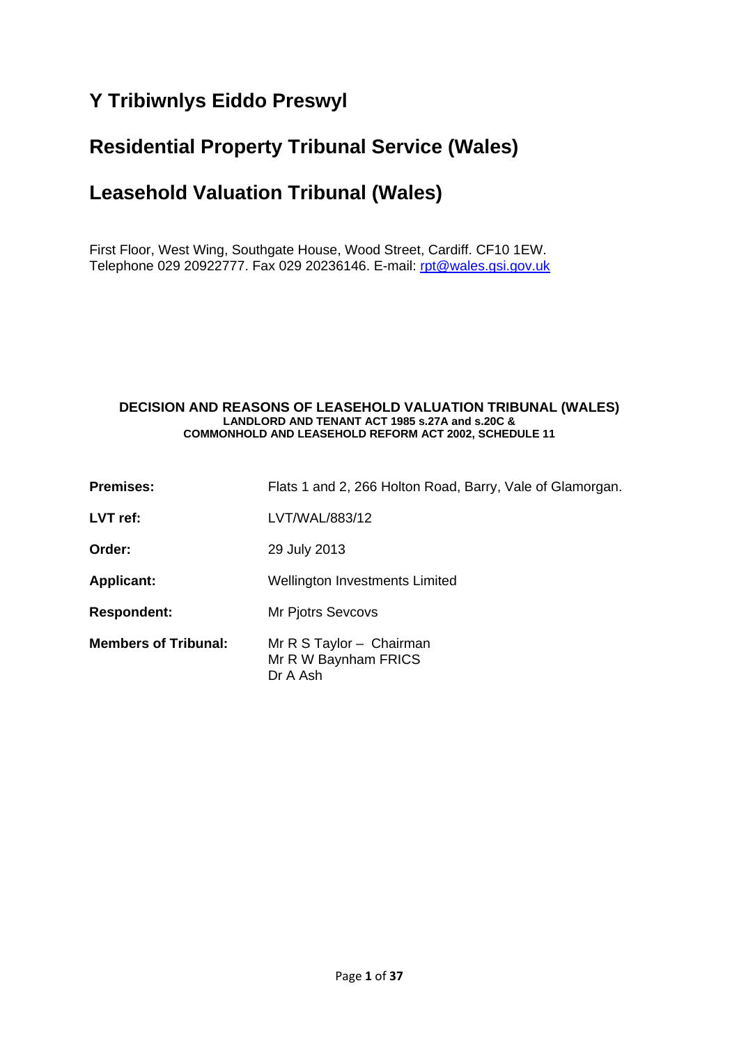# Y Tribiwnlys Eiddo Preswyl

# Residential Property Tribunal Service (Wales)

# Leasehold Valuation Tribunal (Wales)

First Floor, West Wing, Southgate House, Wood Street, Cardiff. CF10 1EW.
Telephone 029 20922777. Fax 029 20236146. E-mail: rpt@wales.gsi.gov.uk

**DECISION AND REASONS OF LEASEHOLD VALUATION TRIBUNAL (WALES)**
**LANDLORD AND TENANT ACT 1985 s.27A and s.20C &**
**COMMONHOLD AND LEASEHOLD REFORM ACT 2002, SCHEDULE 11**

| | |
|---|---|
| **Premises:** | Flats 1 and 2, 266 Holton Road, Barry, Vale of Glamorgan. |
| **LVT ref:** | LVT/WAL/883/12 |
| **Order:** | 29 July 2013 |
| **Applicant:** | Wellington Investments Limited |
| **Respondent:** | Mr Pjotrs Sevcovs |
| **Members of Tribunal:** | Mr R S Taylor – Chairman<br>Mr R W Baynham FRICS<br>Dr A Ash |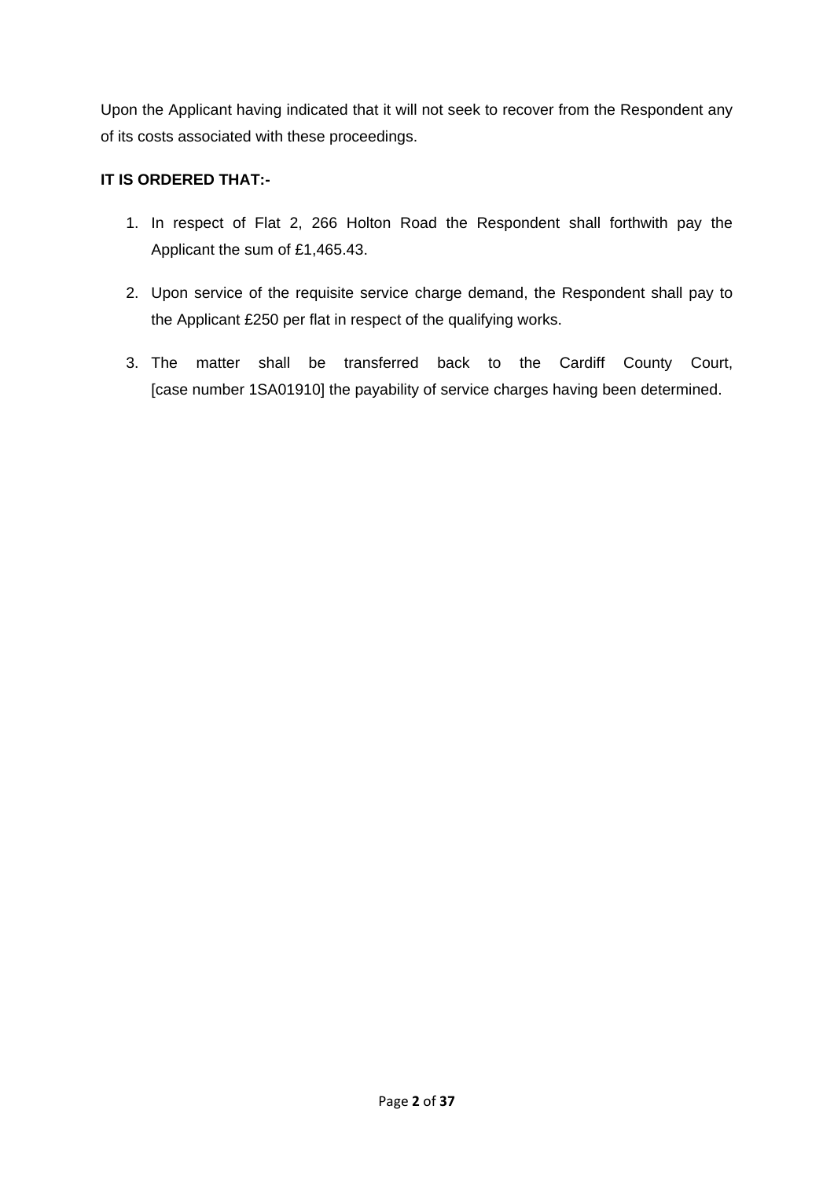Upon the Applicant having indicated that it will not seek to recover from the Respondent any of its costs associated with these proceedings.

**IT IS ORDERED THAT:-**

1. In respect of Flat 2, 266 Holton Road the Respondent shall forthwith pay the Applicant the sum of £1,465.43.
2. Upon service of the requisite service charge demand, the Respondent shall pay to the Applicant £250 per flat in respect of the qualifying works.
3. The matter shall be transferred back to the Cardiff County Court, [case number 1SA01910] the payability of service charges having been determined.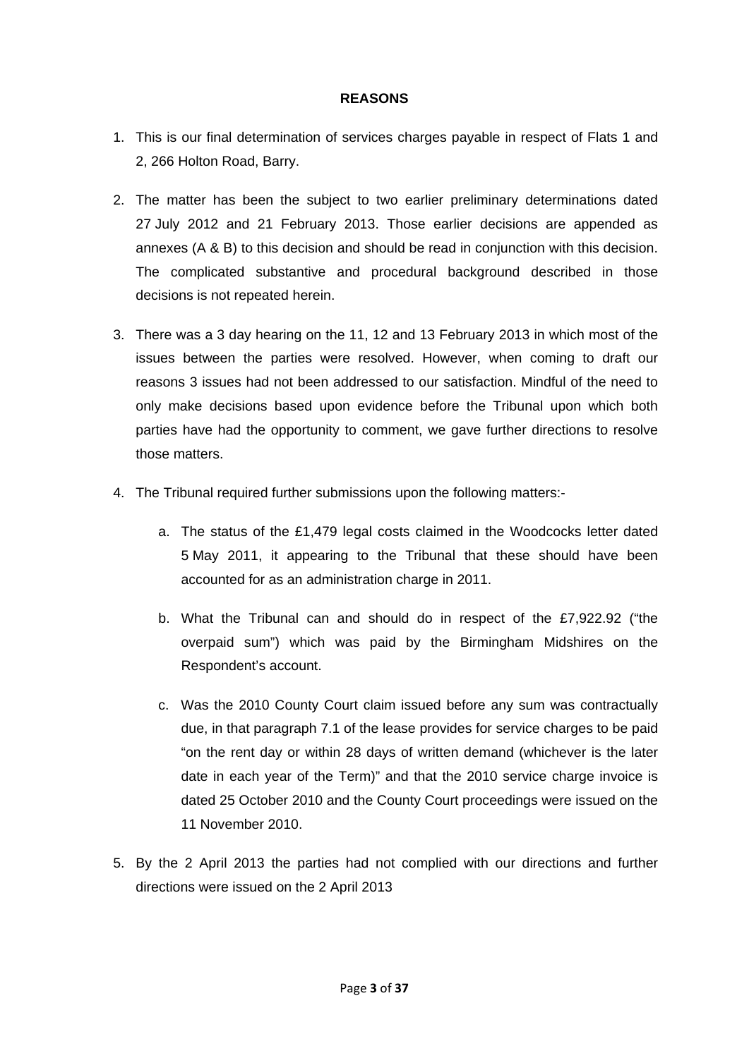**REASONS**

1. This is our final determination of services charges payable in respect of Flats 1 and 2, 266 Holton Road, Barry.

2. The matter has been the subject to two earlier preliminary determinations dated 27 July 2012 and 21 February 2013. Those earlier decisions are appended as annexes (A & B) to this decision and should be read in conjunction with this decision. The complicated substantive and procedural background described in those decisions is not repeated herein.

3. There was a 3 day hearing on the 11, 12 and 13 February 2013 in which most of the issues between the parties were resolved. However, when coming to draft our reasons 3 issues had not been addressed to our satisfaction. Mindful of the need to only make decisions based upon evidence before the Tribunal upon which both parties have had the opportunity to comment, we gave further directions to resolve those matters.

4. The Tribunal required further submissions upon the following matters:-

   a. The status of the £1,479 legal costs claimed in the Woodcocks letter dated 5 May 2011, it appearing to the Tribunal that these should have been accounted for as an administration charge in 2011.

   b. What the Tribunal can and should do in respect of the £7,922.92 ("the overpaid sum") which was paid by the Birmingham Midshires on the Respondent's account.

   c. Was the 2010 County Court claim issued before any sum was contractually due, in that paragraph 7.1 of the lease provides for service charges to be paid "on the rent day or within 28 days of written demand (whichever is the later date in each year of the Term)" and that the 2010 service charge invoice is dated 25 October 2010 and the County Court proceedings were issued on the 11 November 2010.

5. By the 2 April 2013 the parties had not complied with our directions and further directions were issued on the 2 April 2013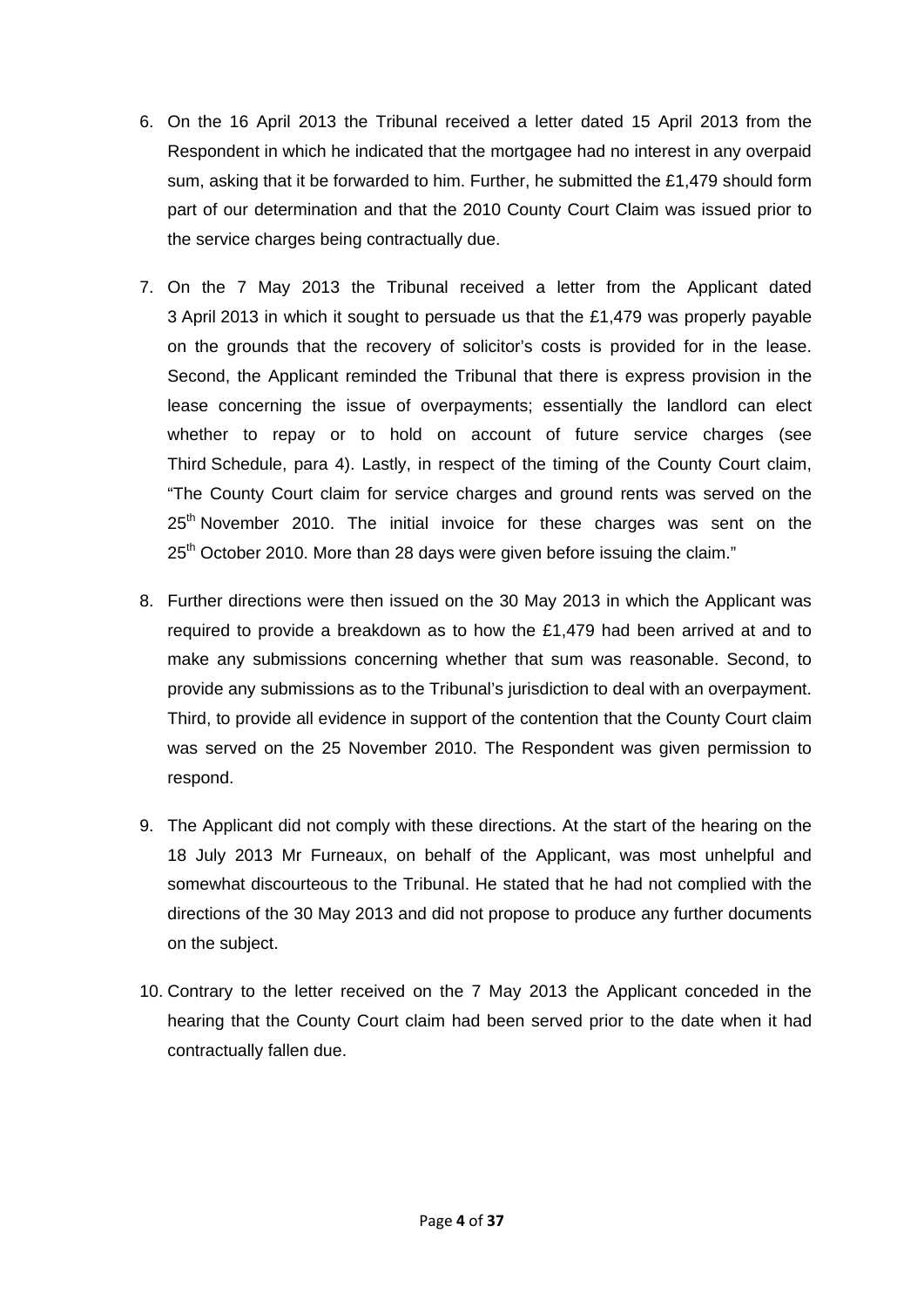6. On the 16 April 2013 the Tribunal received a letter dated 15 April 2013 from the Respondent in which he indicated that the mortgagee had no interest in any overpaid sum, asking that it be forwarded to him. Further, he submitted the £1,479 should form part of our determination and that the 2010 County Court Claim was issued prior to the service charges being contractually due.

7. On the 7 May 2013 the Tribunal received a letter from the Applicant dated 3 April 2013 in which it sought to persuade us that the £1,479 was properly payable on the grounds that the recovery of solicitor's costs is provided for in the lease. Second, the Applicant reminded the Tribunal that there is express provision in the lease concerning the issue of overpayments; essentially the landlord can elect whether to repay or to hold on account of future service charges (see Third Schedule, para 4). Lastly, in respect of the timing of the County Court claim, "The County Court claim for service charges and ground rents was served on the 25th November 2010. The initial invoice for these charges was sent on the 25th October 2010. More than 28 days were given before issuing the claim."

8. Further directions were then issued on the 30 May 2013 in which the Applicant was required to provide a breakdown as to how the £1,479 had been arrived at and to make any submissions concerning whether that sum was reasonable. Second, to provide any submissions as to the Tribunal's jurisdiction to deal with an overpayment. Third, to provide all evidence in support of the contention that the County Court claim was served on the 25 November 2010. The Respondent was given permission to respond.

9. The Applicant did not comply with these directions. At the start of the hearing on the 18 July 2013 Mr Furneaux, on behalf of the Applicant, was most unhelpful and somewhat discourteous to the Tribunal. He stated that he had not complied with the directions of the 30 May 2013 and did not propose to produce any further documents on the subject.

10. Contrary to the letter received on the 7 May 2013 the Applicant conceded in the hearing that the County Court claim had been served prior to the date when it had contractually fallen due.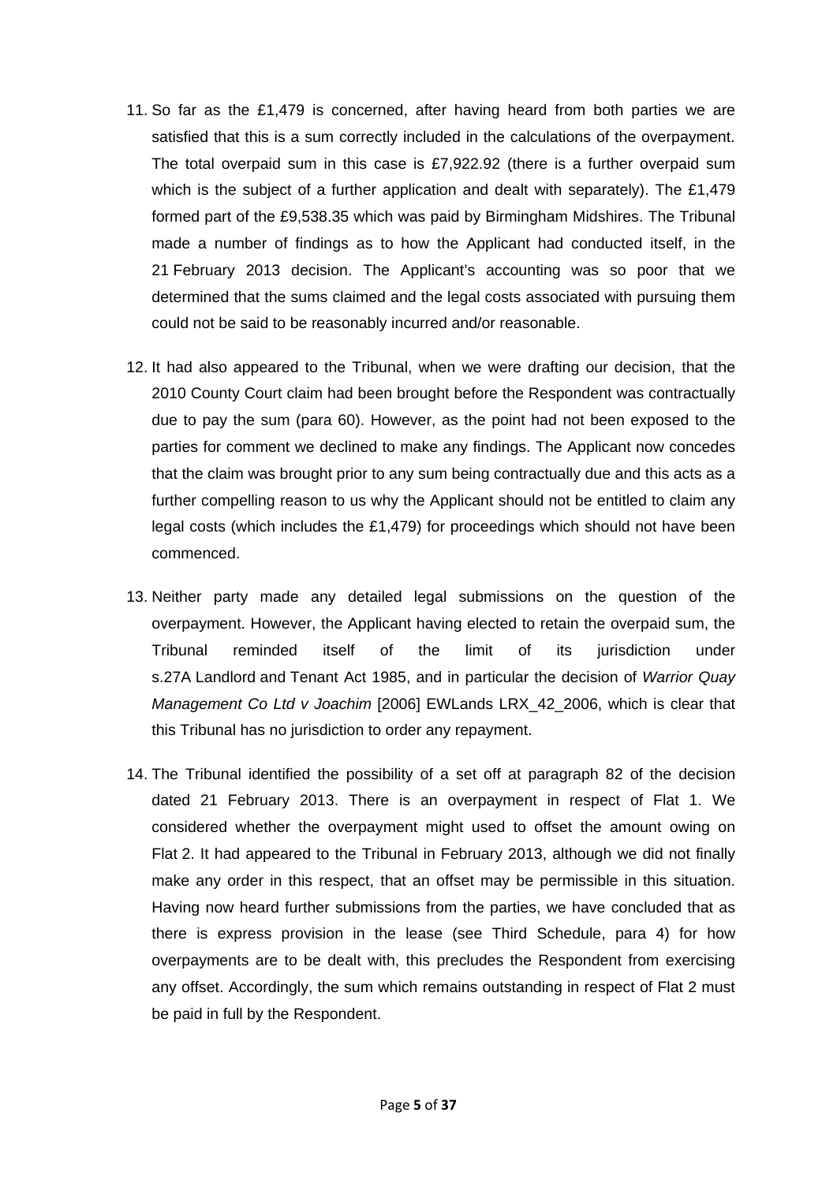11. So far as the £1,479 is concerned, after having heard from both parties we are satisfied that this is a sum correctly included in the calculations of the overpayment. The total overpaid sum in this case is £7,922.92 (there is a further overpaid sum which is the subject of a further application and dealt with separately). The £1,479 formed part of the £9,538.35 which was paid by Birmingham Midshires. The Tribunal made a number of findings as to how the Applicant had conducted itself, in the 21 February 2013 decision. The Applicant's accounting was so poor that we determined that the sums claimed and the legal costs associated with pursuing them could not be said to be reasonably incurred and/or reasonable.

12. It had also appeared to the Tribunal, when we were drafting our decision, that the 2010 County Court claim had been brought before the Respondent was contractually due to pay the sum (para 60). However, as the point had not been exposed to the parties for comment we declined to make any findings. The Applicant now concedes that the claim was brought prior to any sum being contractually due and this acts as a further compelling reason to us why the Applicant should not be entitled to claim any legal costs (which includes the £1,479) for proceedings which should not have been commenced.

13. Neither party made any detailed legal submissions on the question of the overpayment. However, the Applicant having elected to retain the overpaid sum, the Tribunal reminded itself of the limit of its jurisdiction under s.27A Landlord and Tenant Act 1985, and in particular the decision of *Warrior Quay Management Co Ltd v Joachim* [2006] EWLands LRX_42_2006, which is clear that this Tribunal has no jurisdiction to order any repayment.

14. The Tribunal identified the possibility of a set off at paragraph 82 of the decision dated 21 February 2013. There is an overpayment in respect of Flat 1. We considered whether the overpayment might used to offset the amount owing on Flat 2. It had appeared to the Tribunal in February 2013, although we did not finally make any order in this respect, that an offset may be permissible in this situation. Having now heard further submissions from the parties, we have concluded that as there is express provision in the lease (see Third Schedule, para 4) for how overpayments are to be dealt with, this precludes the Respondent from exercising any offset. Accordingly, the sum which remains outstanding in respect of Flat 2 must be paid in full by the Respondent.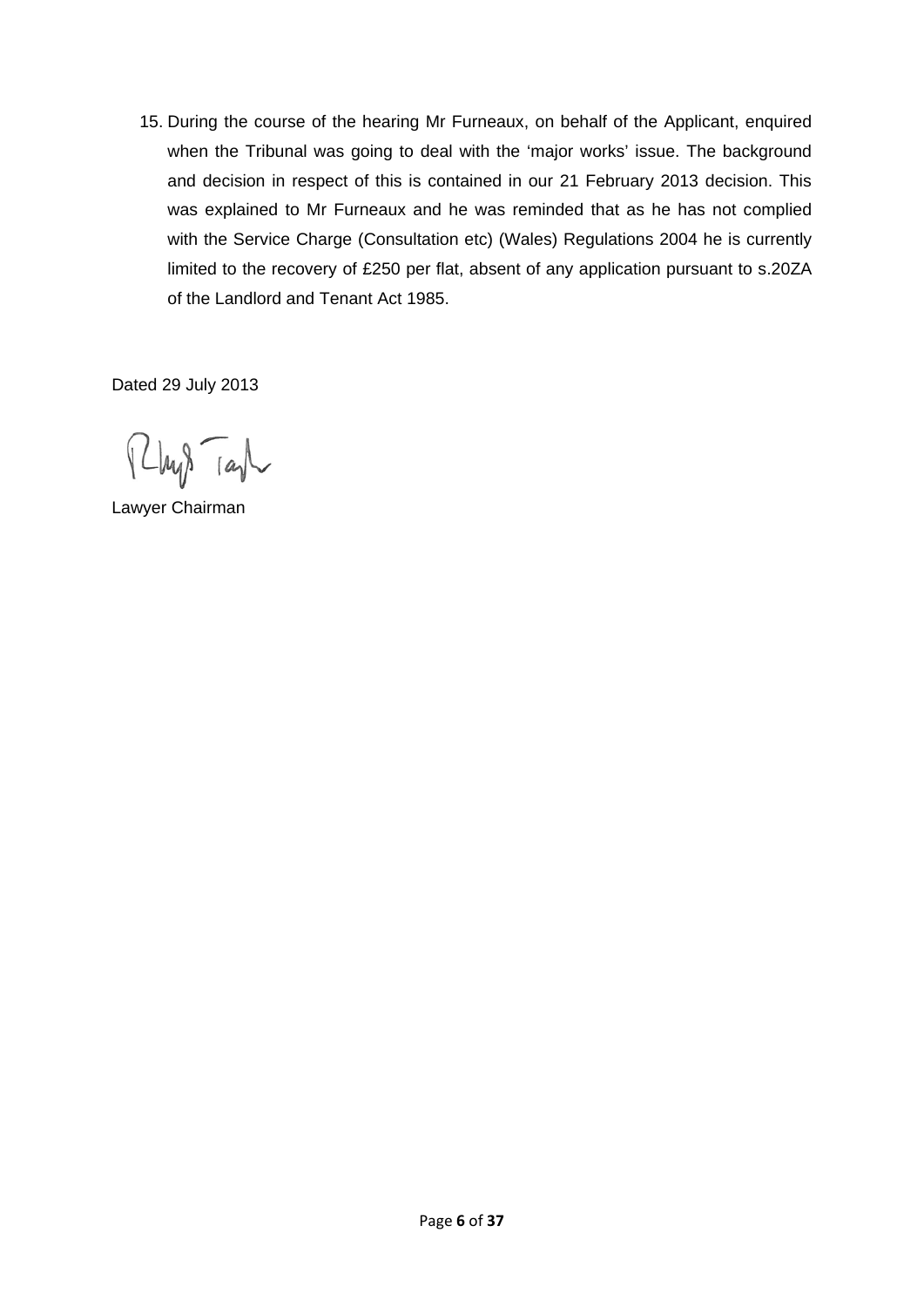15. During the course of the hearing Mr Furneaux, on behalf of the Applicant, enquired when the Tribunal was going to deal with the 'major works' issue. The background and decision in respect of this is contained in our 21 February 2013 decision. This was explained to Mr Furneaux and he was reminded that as he has not complied with the Service Charge (Consultation etc) (Wales) Regulations 2004 he is currently limited to the recovery of £250 per flat, absent of any application pursuant to s.20ZA of the Landlord and Tenant Act 1985.

Dated 29 July 2013

Lawyer Chairman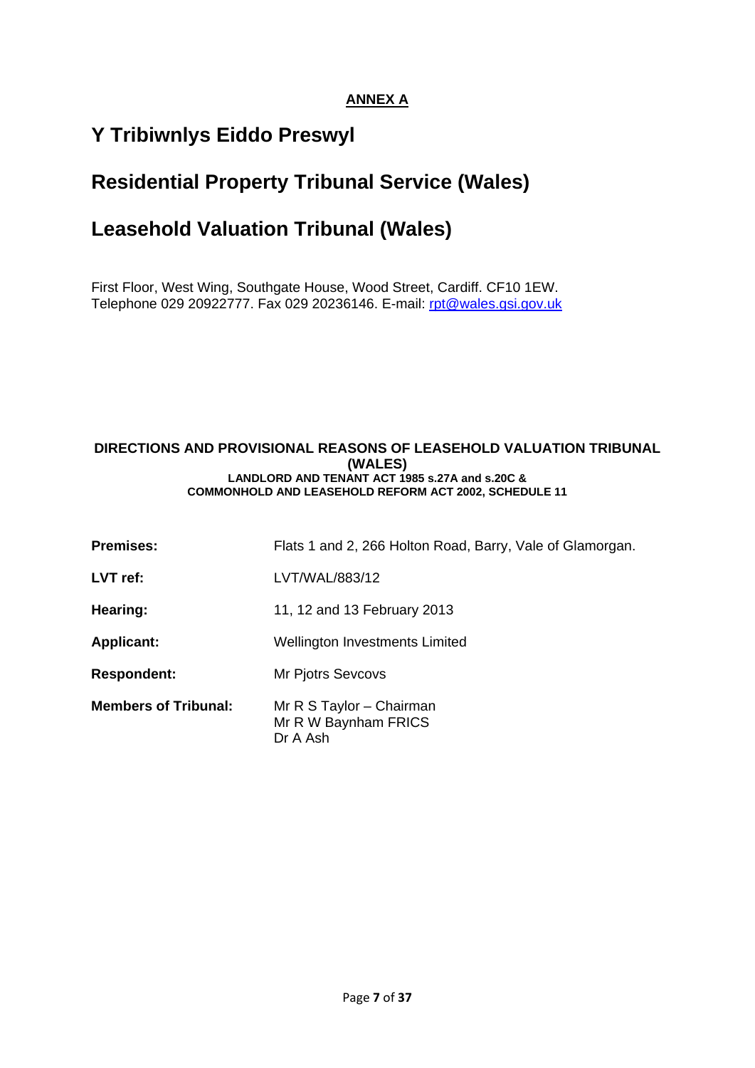**ANNEX A**

# Y Tribiwnlys Eiddo Preswyl

# Residential Property Tribunal Service (Wales)

# Leasehold Valuation Tribunal (Wales)

First Floor, West Wing, Southgate House, Wood Street, Cardiff. CF10 1EW.
Telephone 029 20922777. Fax 029 20236146. E-mail: rpt@wales.gsi.gov.uk

**DIRECTIONS AND PROVISIONAL REASONS OF LEASEHOLD VALUATION TRIBUNAL (WALES)**
**LANDLORD AND TENANT ACT 1985 s.27A and s.20C &**
**COMMONHOLD AND LEASEHOLD REFORM ACT 2002, SCHEDULE 11**

| | |
|---|---|
| **Premises:** | Flats 1 and 2, 266 Holton Road, Barry, Vale of Glamorgan. |
| **LVT ref:** | LVT/WAL/883/12 |
| **Hearing:** | 11, 12 and 13 February 2013 |
| **Applicant:** | Wellington Investments Limited |
| **Respondent:** | Mr Pjotrs Sevcovs |
| **Members of Tribunal:** | Mr R S Taylor – Chairman<br>Mr R W Baynham FRICS<br>Dr A Ash |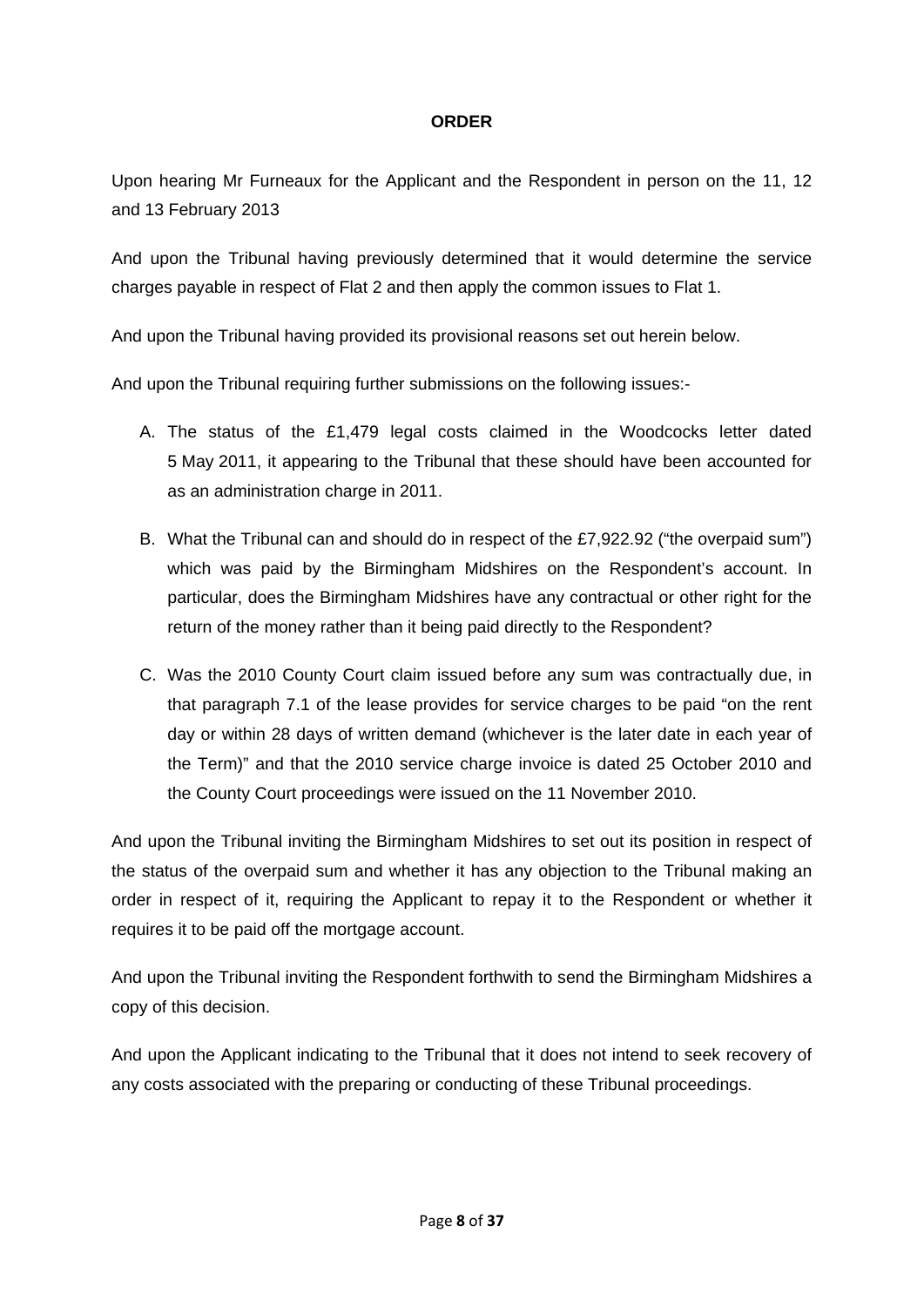**ORDER**

Upon hearing Mr Furneaux for the Applicant and the Respondent in person on the 11, 12 and 13 February 2013

And upon the Tribunal having previously determined that it would determine the service charges payable in respect of Flat 2 and then apply the common issues to Flat 1.

And upon the Tribunal having provided its provisional reasons set out herein below.

And upon the Tribunal requiring further submissions on the following issues:-

A. The status of the £1,479 legal costs claimed in the Woodcocks letter dated 5 May 2011, it appearing to the Tribunal that these should have been accounted for as an administration charge in 2011.

B. What the Tribunal can and should do in respect of the £7,922.92 ("the overpaid sum") which was paid by the Birmingham Midshires on the Respondent's account. In particular, does the Birmingham Midshires have any contractual or other right for the return of the money rather than it being paid directly to the Respondent?

C. Was the 2010 County Court claim issued before any sum was contractually due, in that paragraph 7.1 of the lease provides for service charges to be paid "on the rent day or within 28 days of written demand (whichever is the later date in each year of the Term)" and that the 2010 service charge invoice is dated 25 October 2010 and the County Court proceedings were issued on the 11 November 2010.

And upon the Tribunal inviting the Birmingham Midshires to set out its position in respect of the status of the overpaid sum and whether it has any objection to the Tribunal making an order in respect of it, requiring the Applicant to repay it to the Respondent or whether it requires it to be paid off the mortgage account.

And upon the Tribunal inviting the Respondent forthwith to send the Birmingham Midshires a copy of this decision.

And upon the Applicant indicating to the Tribunal that it does not intend to seek recovery of any costs associated with the preparing or conducting of these Tribunal proceedings.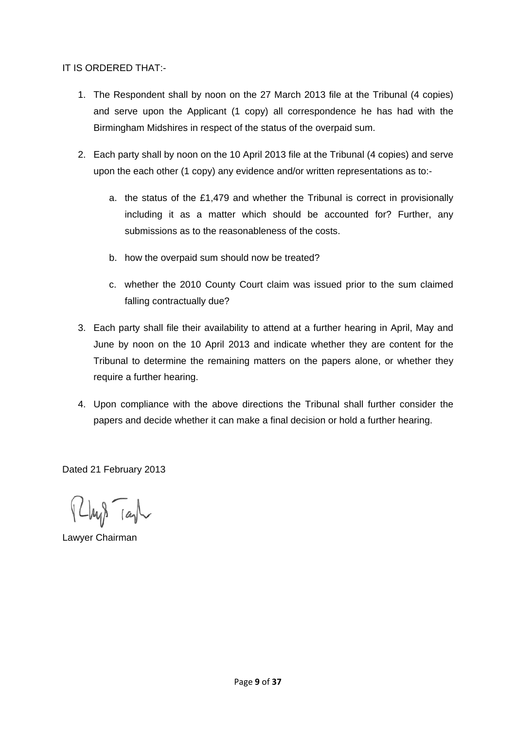IT IS ORDERED THAT:-

1. The Respondent shall by noon on the 27 March 2013 file at the Tribunal (4 copies) and serve upon the Applicant (1 copy) all correspondence he has had with the Birmingham Midshires in respect of the status of the overpaid sum.

2. Each party shall by noon on the 10 April 2013 file at the Tribunal (4 copies) and serve upon the each other (1 copy) any evidence and/or written representations as to:-

   a. the status of the £1,479 and whether the Tribunal is correct in provisionally including it as a matter which should be accounted for? Further, any submissions as to the reasonableness of the costs.

   b. how the overpaid sum should now be treated?

   c. whether the 2010 County Court claim was issued prior to the sum claimed falling contractually due?

3. Each party shall file their availability to attend at a further hearing in April, May and June by noon on the 10 April 2013 and indicate whether they are content for the Tribunal to determine the remaining matters on the papers alone, or whether they require a further hearing.

4. Upon compliance with the above directions the Tribunal shall further consider the papers and decide whether it can make a final decision or hold a further hearing.

Dated 21 February 2013

Lawyer Chairman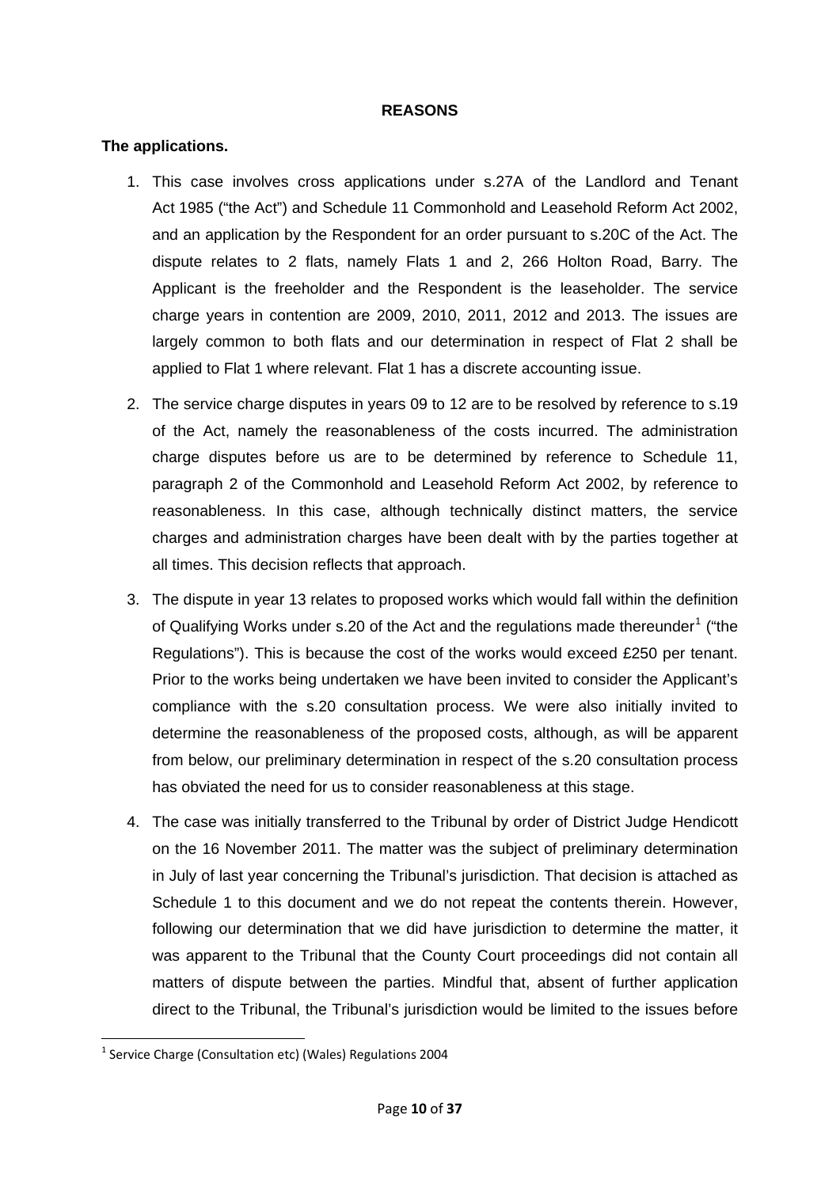**REASONS**

**The applications.**

1. This case involves cross applications under s.27A of the Landlord and Tenant Act 1985 ("the Act") and Schedule 11 Commonhold and Leasehold Reform Act 2002, and an application by the Respondent for an order pursuant to s.20C of the Act. The dispute relates to 2 flats, namely Flats 1 and 2, 266 Holton Road, Barry. The Applicant is the freeholder and the Respondent is the leaseholder. The service charge years in contention are 2009, 2010, 2011, 2012 and 2013. The issues are largely common to both flats and our determination in respect of Flat 2 shall be applied to Flat 1 where relevant. Flat 1 has a discrete accounting issue.

2. The service charge disputes in years 09 to 12 are to be resolved by reference to s.19 of the Act, namely the reasonableness of the costs incurred. The administration charge disputes before us are to be determined by reference to Schedule 11, paragraph 2 of the Commonhold and Leasehold Reform Act 2002, by reference to reasonableness. In this case, although technically distinct matters, the service charges and administration charges have been dealt with by the parties together at all times. This decision reflects that approach.

3. The dispute in year 13 relates to proposed works which would fall within the definition of Qualifying Works under s.20 of the Act and the regulations made thereunder[1] ("the Regulations"). This is because the cost of the works would exceed £250 per tenant. Prior to the works being undertaken we have been invited to consider the Applicant's compliance with the s.20 consultation process. We were also initially invited to determine the reasonableness of the proposed costs, although, as will be apparent from below, our preliminary determination in respect of the s.20 consultation process has obviated the need for us to consider reasonableness at this stage.

4. The case was initially transferred to the Tribunal by order of District Judge Hendicott on the 16 November 2011. The matter was the subject of preliminary determination in July of last year concerning the Tribunal's jurisdiction. That decision is attached as Schedule 1 to this document and we do not repeat the contents therein. However, following our determination that we did have jurisdiction to determine the matter, it was apparent to the Tribunal that the County Court proceedings did not contain all matters of dispute between the parties. Mindful that, absent of further application direct to the Tribunal, the Tribunal's jurisdiction would be limited to the issues before

[1] Service Charge (Consultation etc) (Wales) Regulations 2004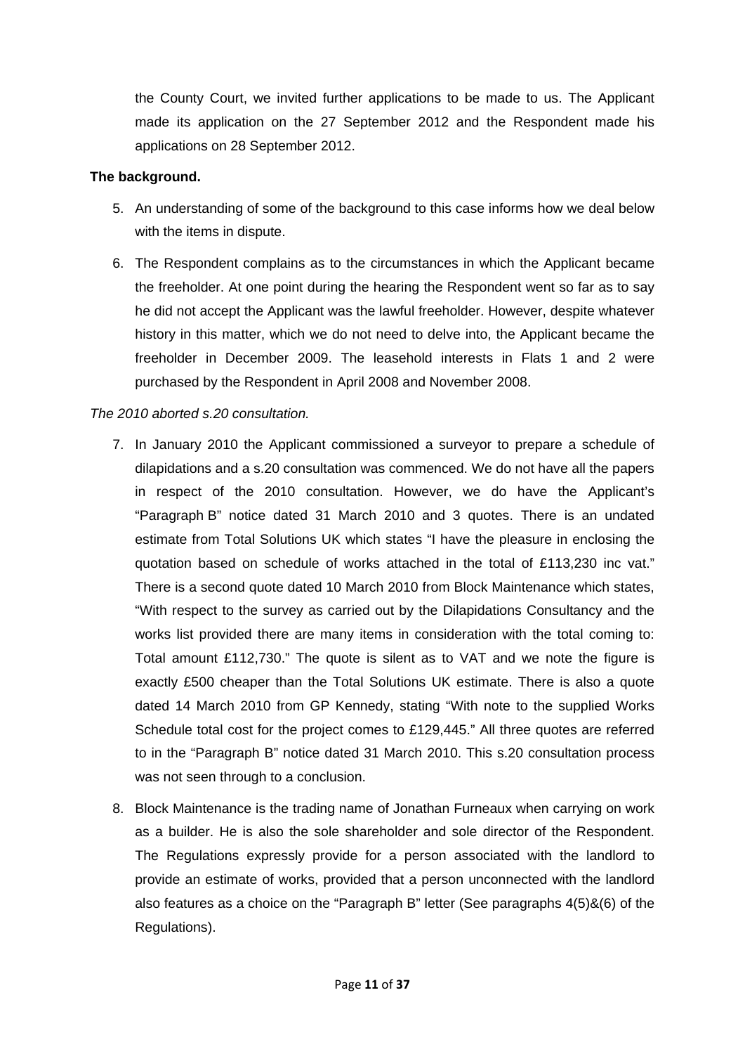the County Court, we invited further applications to be made to us. The Applicant made its application on the 27 September 2012 and the Respondent made his applications on 28 September 2012.

**The background.**

5. An understanding of some of the background to this case informs how we deal below with the items in dispute.

6. The Respondent complains as to the circumstances in which the Applicant became the freeholder. At one point during the hearing the Respondent went so far as to say he did not accept the Applicant was the lawful freeholder. However, despite whatever history in this matter, which we do not need to delve into, the Applicant became the freeholder in December 2009. The leasehold interests in Flats 1 and 2 were purchased by the Respondent in April 2008 and November 2008.

*The 2010 aborted s.20 consultation.*

7. In January 2010 the Applicant commissioned a surveyor to prepare a schedule of dilapidations and a s.20 consultation was commenced. We do not have all the papers in respect of the 2010 consultation. However, we do have the Applicant's "Paragraph B" notice dated 31 March 2010 and 3 quotes. There is an undated estimate from Total Solutions UK which states "I have the pleasure in enclosing the quotation based on schedule of works attached in the total of £113,230 inc vat." There is a second quote dated 10 March 2010 from Block Maintenance which states, "With respect to the survey as carried out by the Dilapidations Consultancy and the works list provided there are many items in consideration with the total coming to: Total amount £112,730." The quote is silent as to VAT and we note the figure is exactly £500 cheaper than the Total Solutions UK estimate. There is also a quote dated 14 March 2010 from GP Kennedy, stating "With note to the supplied Works Schedule total cost for the project comes to £129,445." All three quotes are referred to in the "Paragraph B" notice dated 31 March 2010. This s.20 consultation process was not seen through to a conclusion.

8. Block Maintenance is the trading name of Jonathan Furneaux when carrying on work as a builder. He is also the sole shareholder and sole director of the Respondent. The Regulations expressly provide for a person associated with the landlord to provide an estimate of works, provided that a person unconnected with the landlord also features as a choice on the "Paragraph B" letter (See paragraphs 4(5)&(6) of the Regulations).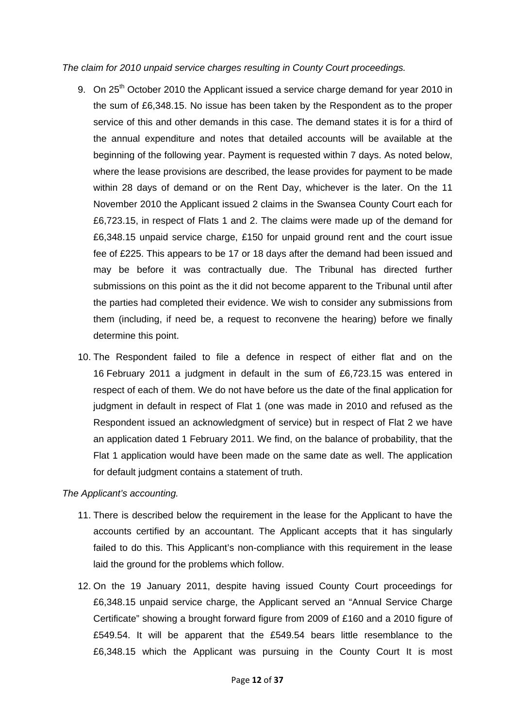*The claim for 2010 unpaid service charges resulting in County Court proceedings.*

9. On 25th October 2010 the Applicant issued a service charge demand for year 2010 in the sum of £6,348.15. No issue has been taken by the Respondent as to the proper service of this and other demands in this case. The demand states it is for a third of the annual expenditure and notes that detailed accounts will be available at the beginning of the following year. Payment is requested within 7 days. As noted below, where the lease provisions are described, the lease provides for payment to be made within 28 days of demand or on the Rent Day, whichever is the later. On the 11 November 2010 the Applicant issued 2 claims in the Swansea County Court each for £6,723.15, in respect of Flats 1 and 2. The claims were made up of the demand for £6,348.15 unpaid service charge, £150 for unpaid ground rent and the court issue fee of £225. This appears to be 17 or 18 days after the demand had been issued and may be before it was contractually due. The Tribunal has directed further submissions on this point as the it did not become apparent to the Tribunal until after the parties had completed their evidence. We wish to consider any submissions from them (including, if need be, a request to reconvene the hearing) before we finally determine this point.

10. The Respondent failed to file a defence in respect of either flat and on the 16 February 2011 a judgment in default in the sum of £6,723.15 was entered in respect of each of them. We do not have before us the date of the final application for judgment in default in respect of Flat 1 (one was made in 2010 and refused as the Respondent issued an acknowledgment of service) but in respect of Flat 2 we have an application dated 1 February 2011. We find, on the balance of probability, that the Flat 1 application would have been made on the same date as well. The application for default judgment contains a statement of truth.

*The Applicant's accounting.*

11. There is described below the requirement in the lease for the Applicant to have the accounts certified by an accountant. The Applicant accepts that it has singularly failed to do this. This Applicant's non-compliance with this requirement in the lease laid the ground for the problems which follow.

12. On the 19 January 2011, despite having issued County Court proceedings for £6,348.15 unpaid service charge, the Applicant served an "Annual Service Charge Certificate" showing a brought forward figure from 2009 of £160 and a 2010 figure of £549.54. It will be apparent that the £549.54 bears little resemblance to the £6,348.15 which the Applicant was pursuing in the County Court It is most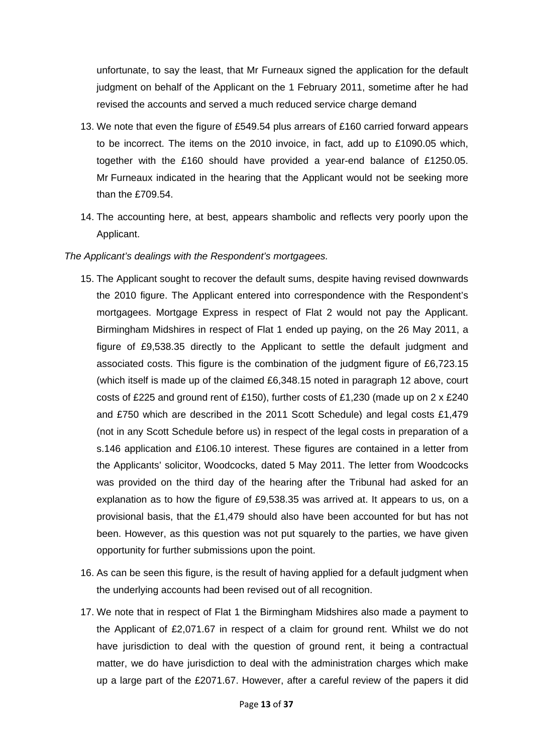unfortunate, to say the least, that Mr Furneaux signed the application for the default judgment on behalf of the Applicant on the 1 February 2011, sometime after he had revised the accounts and served a much reduced service charge demand

13. We note that even the figure of £549.54 plus arrears of £160 carried forward appears to be incorrect. The items on the 2010 invoice, in fact, add up to £1090.05 which, together with the £160 should have provided a year-end balance of £1250.05. Mr Furneaux indicated in the hearing that the Applicant would not be seeking more than the £709.54.

14. The accounting here, at best, appears shambolic and reflects very poorly upon the Applicant.

*The Applicant's dealings with the Respondent's mortgagees.*

15. The Applicant sought to recover the default sums, despite having revised downwards the 2010 figure. The Applicant entered into correspondence with the Respondent's mortgagees. Mortgage Express in respect of Flat 2 would not pay the Applicant. Birmingham Midshires in respect of Flat 1 ended up paying, on the 26 May 2011, a figure of £9,538.35 directly to the Applicant to settle the default judgment and associated costs. This figure is the combination of the judgment figure of £6,723.15 (which itself is made up of the claimed £6,348.15 noted in paragraph 12 above, court costs of £225 and ground rent of £150), further costs of £1,230 (made up on 2 x £240 and £750 which are described in the 2011 Scott Schedule) and legal costs £1,479 (not in any Scott Schedule before us) in respect of the legal costs in preparation of a s.146 application and £106.10 interest. These figures are contained in a letter from the Applicants' solicitor, Woodcocks, dated 5 May 2011. The letter from Woodcocks was provided on the third day of the hearing after the Tribunal had asked for an explanation as to how the figure of £9,538.35 was arrived at. It appears to us, on a provisional basis, that the £1,479 should also have been accounted for but has not been. However, as this question was not put squarely to the parties, we have given opportunity for further submissions upon the point.

16. As can be seen this figure, is the result of having applied for a default judgment when the underlying accounts had been revised out of all recognition.

17. We note that in respect of Flat 1 the Birmingham Midshires also made a payment to the Applicant of £2,071.67 in respect of a claim for ground rent. Whilst we do not have jurisdiction to deal with the question of ground rent, it being a contractual matter, we do have jurisdiction to deal with the administration charges which make up a large part of the £2071.67. However, after a careful review of the papers it did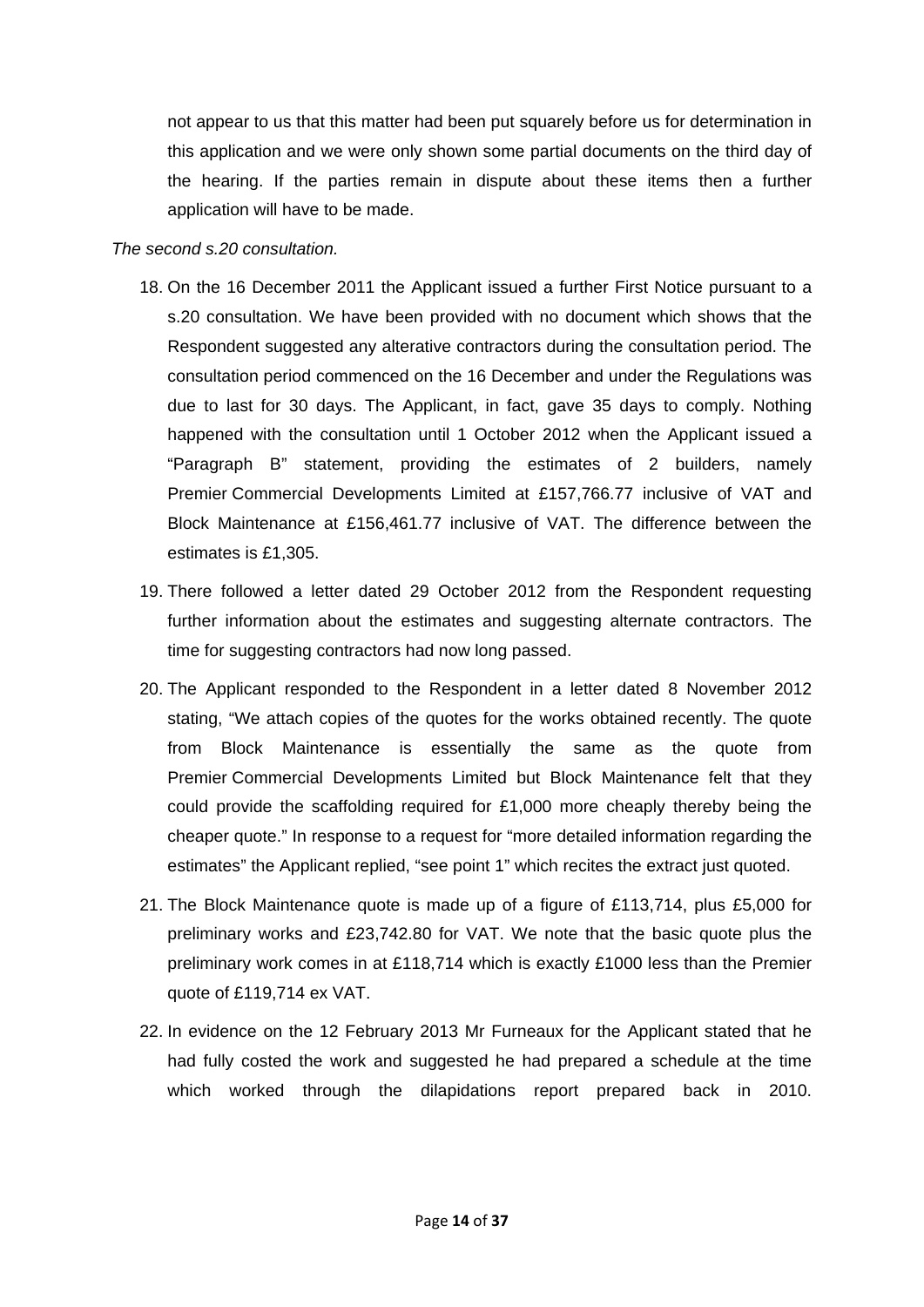not appear to us that this matter had been put squarely before us for determination in this application and we were only shown some partial documents on the third day of the hearing. If the parties remain in dispute about these items then a further application will have to be made.

*The second s.20 consultation.*

18. On the 16 December 2011 the Applicant issued a further First Notice pursuant to a s.20 consultation. We have been provided with no document which shows that the Respondent suggested any alterative contractors during the consultation period. The consultation period commenced on the 16 December and under the Regulations was due to last for 30 days. The Applicant, in fact, gave 35 days to comply. Nothing happened with the consultation until 1 October 2012 when the Applicant issued a "Paragraph B" statement, providing the estimates of 2 builders, namely Premier Commercial Developments Limited at £157,766.77 inclusive of VAT and Block Maintenance at £156,461.77 inclusive of VAT. The difference between the estimates is £1,305.

19. There followed a letter dated 29 October 2012 from the Respondent requesting further information about the estimates and suggesting alternate contractors. The time for suggesting contractors had now long passed.

20. The Applicant responded to the Respondent in a letter dated 8 November 2012 stating, "We attach copies of the quotes for the works obtained recently. The quote from Block Maintenance is essentially the same as the quote from Premier Commercial Developments Limited but Block Maintenance felt that they could provide the scaffolding required for £1,000 more cheaply thereby being the cheaper quote." In response to a request for "more detailed information regarding the estimates" the Applicant replied, "see point 1" which recites the extract just quoted.

21. The Block Maintenance quote is made up of a figure of £113,714, plus £5,000 for preliminary works and £23,742.80 for VAT. We note that the basic quote plus the preliminary work comes in at £118,714 which is exactly £1000 less than the Premier quote of £119,714 ex VAT.

22. In evidence on the 12 February 2013 Mr Furneaux for the Applicant stated that he had fully costed the work and suggested he had prepared a schedule at the time which worked through the dilapidations report prepared back in 2010.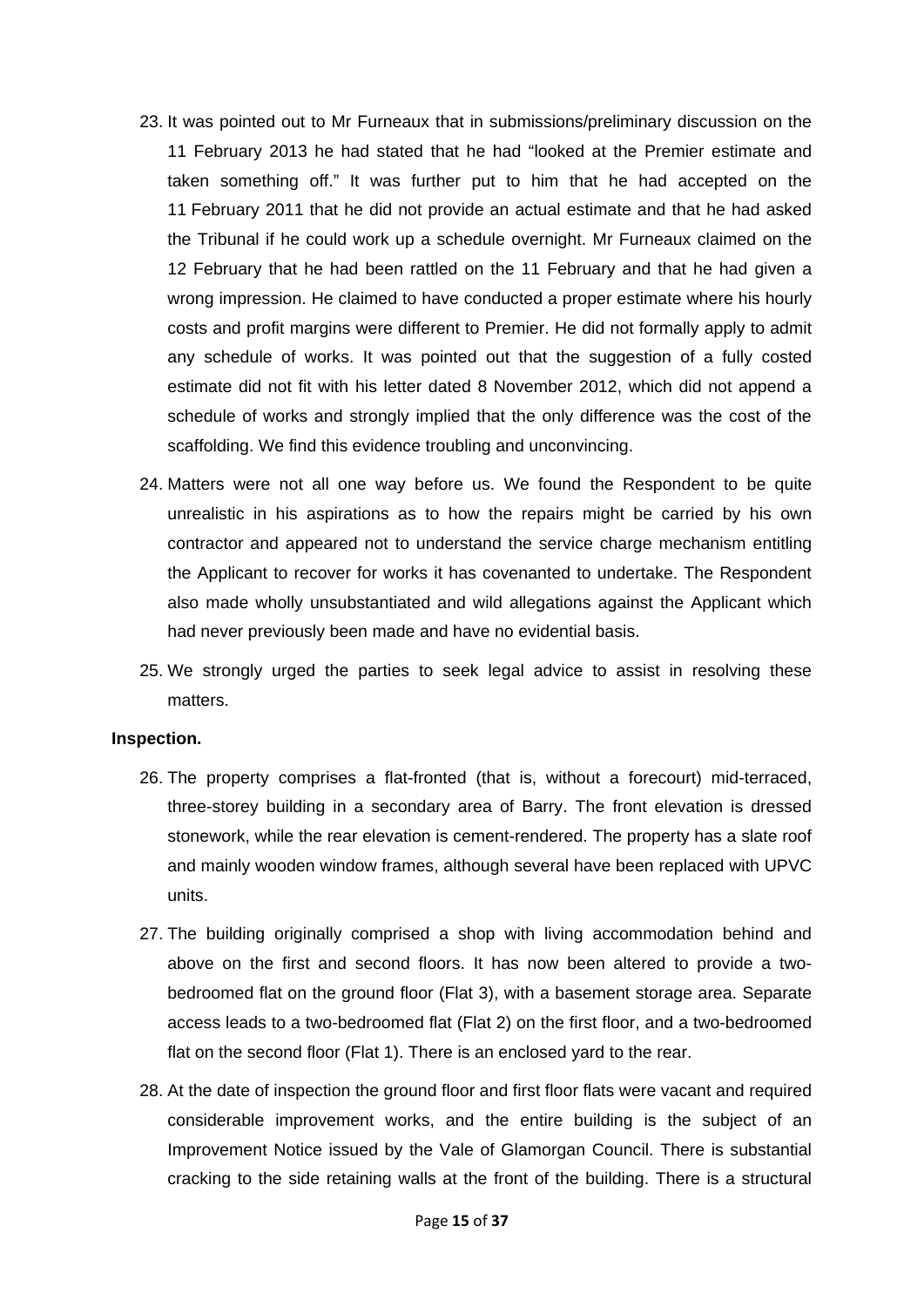23. It was pointed out to Mr Furneaux that in submissions/preliminary discussion on the 11 February 2013 he had stated that he had "looked at the Premier estimate and taken something off." It was further put to him that he had accepted on the 11 February 2011 that he did not provide an actual estimate and that he had asked the Tribunal if he could work up a schedule overnight. Mr Furneaux claimed on the 12 February that he had been rattled on the 11 February and that he had given a wrong impression. He claimed to have conducted a proper estimate where his hourly costs and profit margins were different to Premier. He did not formally apply to admit any schedule of works. It was pointed out that the suggestion of a fully costed estimate did not fit with his letter dated 8 November 2012, which did not append a schedule of works and strongly implied that the only difference was the cost of the scaffolding. We find this evidence troubling and unconvincing.

24. Matters were not all one way before us. We found the Respondent to be quite unrealistic in his aspirations as to how the repairs might be carried by his own contractor and appeared not to understand the service charge mechanism entitling the Applicant to recover for works it has covenanted to undertake. The Respondent also made wholly unsubstantiated and wild allegations against the Applicant which had never previously been made and have no evidential basis.

25. We strongly urged the parties to seek legal advice to assist in resolving these matters.

**Inspection.**

26. The property comprises a flat-fronted (that is, without a forecourt) mid-terraced, three-storey building in a secondary area of Barry. The front elevation is dressed stonework, while the rear elevation is cement-rendered. The property has a slate roof and mainly wooden window frames, although several have been replaced with UPVC units.

27. The building originally comprised a shop with living accommodation behind and above on the first and second floors. It has now been altered to provide a two-bedroomed flat on the ground floor (Flat 3), with a basement storage area. Separate access leads to a two-bedroomed flat (Flat 2) on the first floor, and a two-bedroomed flat on the second floor (Flat 1). There is an enclosed yard to the rear.

28. At the date of inspection the ground floor and first floor flats were vacant and required considerable improvement works, and the entire building is the subject of an Improvement Notice issued by the Vale of Glamorgan Council. There is substantial cracking to the side retaining walls at the front of the building. There is a structural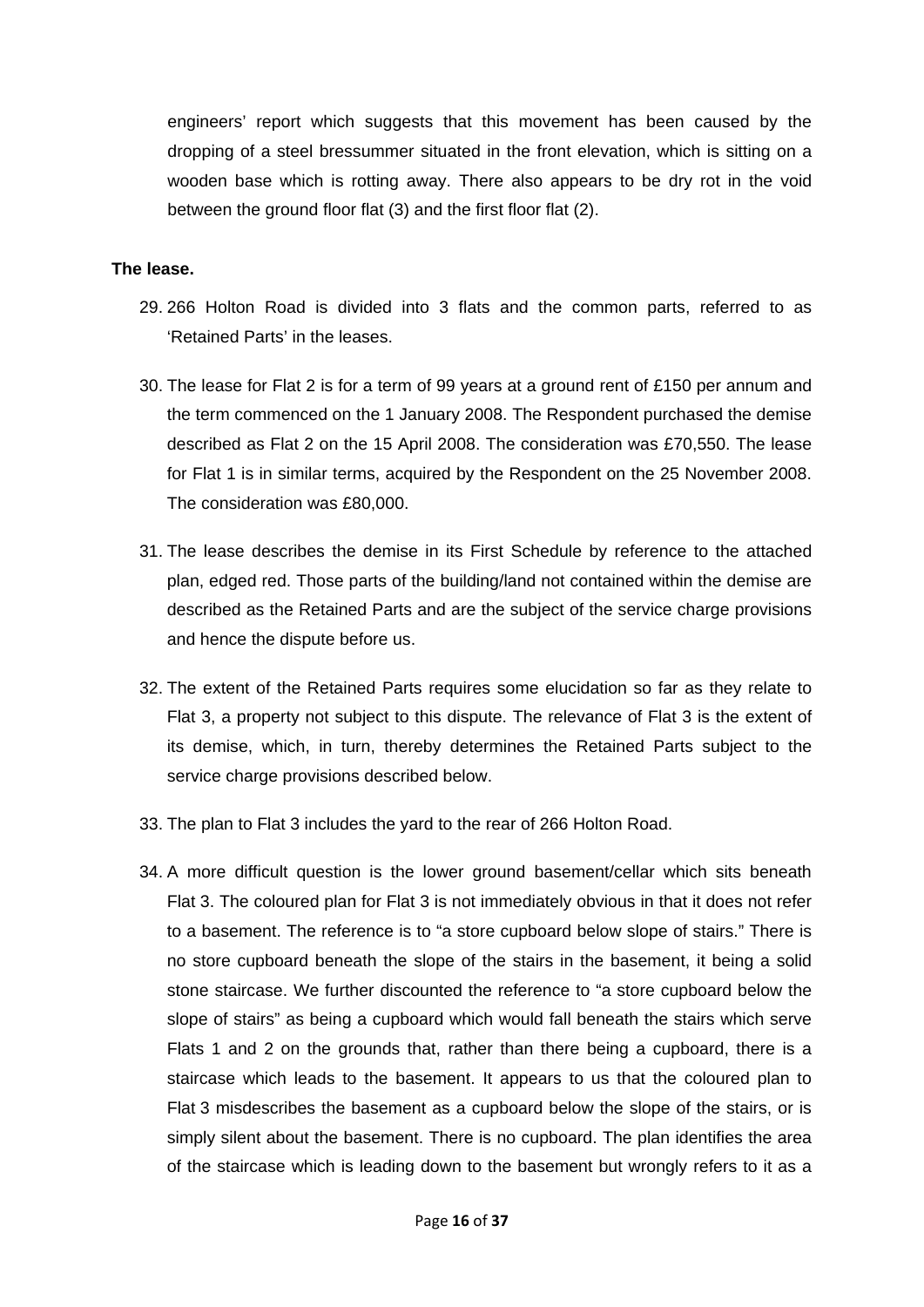engineers' report which suggests that this movement has been caused by the dropping of a steel bressummer situated in the front elevation, which is sitting on a wooden base which is rotting away. There also appears to be dry rot in the void between the ground floor flat (3) and the first floor flat (2).

**The lease.**

29. 266 Holton Road is divided into 3 flats and the common parts, referred to as 'Retained Parts' in the leases.

30. The lease for Flat 2 is for a term of 99 years at a ground rent of £150 per annum and the term commenced on the 1 January 2008. The Respondent purchased the demise described as Flat 2 on the 15 April 2008. The consideration was £70,550. The lease for Flat 1 is in similar terms, acquired by the Respondent on the 25 November 2008. The consideration was £80,000.

31. The lease describes the demise in its First Schedule by reference to the attached plan, edged red. Those parts of the building/land not contained within the demise are described as the Retained Parts and are the subject of the service charge provisions and hence the dispute before us.

32. The extent of the Retained Parts requires some elucidation so far as they relate to Flat 3, a property not subject to this dispute. The relevance of Flat 3 is the extent of its demise, which, in turn, thereby determines the Retained Parts subject to the service charge provisions described below.

33. The plan to Flat 3 includes the yard to the rear of 266 Holton Road.

34. A more difficult question is the lower ground basement/cellar which sits beneath Flat 3. The coloured plan for Flat 3 is not immediately obvious in that it does not refer to a basement. The reference is to "a store cupboard below slope of stairs." There is no store cupboard beneath the slope of the stairs in the basement, it being a solid stone staircase. We further discounted the reference to "a store cupboard below the slope of stairs" as being a cupboard which would fall beneath the stairs which serve Flats 1 and 2 on the grounds that, rather than there being a cupboard, there is a staircase which leads to the basement. It appears to us that the coloured plan to Flat 3 misdescribes the basement as a cupboard below the slope of the stairs, or is simply silent about the basement. There is no cupboard. The plan identifies the area of the staircase which is leading down to the basement but wrongly refers to it as a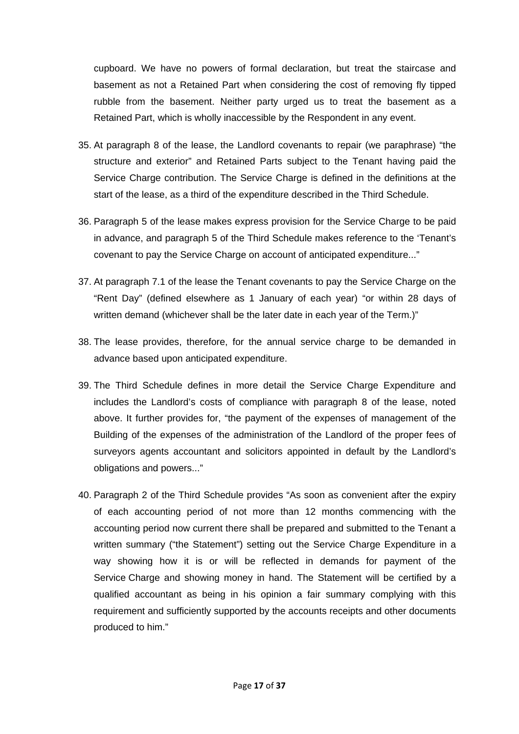cupboard. We have no powers of formal declaration, but treat the staircase and basement as not a Retained Part when considering the cost of removing fly tipped rubble from the basement. Neither party urged us to treat the basement as a Retained Part, which is wholly inaccessible by the Respondent in any event.

35. At paragraph 8 of the lease, the Landlord covenants to repair (we paraphrase) "the structure and exterior" and Retained Parts subject to the Tenant having paid the Service Charge contribution. The Service Charge is defined in the definitions at the start of the lease, as a third of the expenditure described in the Third Schedule.

36. Paragraph 5 of the lease makes express provision for the Service Charge to be paid in advance, and paragraph 5 of the Third Schedule makes reference to the 'Tenant's covenant to pay the Service Charge on account of anticipated expenditure..."

37. At paragraph 7.1 of the lease the Tenant covenants to pay the Service Charge on the "Rent Day" (defined elsewhere as 1 January of each year) "or within 28 days of written demand (whichever shall be the later date in each year of the Term.)"

38. The lease provides, therefore, for the annual service charge to be demanded in advance based upon anticipated expenditure.

39. The Third Schedule defines in more detail the Service Charge Expenditure and includes the Landlord's costs of compliance with paragraph 8 of the lease, noted above. It further provides for, "the payment of the expenses of management of the Building of the expenses of the administration of the Landlord of the proper fees of surveyors agents accountant and solicitors appointed in default by the Landlord's obligations and powers..."

40. Paragraph 2 of the Third Schedule provides "As soon as convenient after the expiry of each accounting period of not more than 12 months commencing with the accounting period now current there shall be prepared and submitted to the Tenant a written summary ("the Statement") setting out the Service Charge Expenditure in a way showing how it is or will be reflected in demands for payment of the Service Charge and showing money in hand. The Statement will be certified by a qualified accountant as being in his opinion a fair summary complying with this requirement and sufficiently supported by the accounts receipts and other documents produced to him."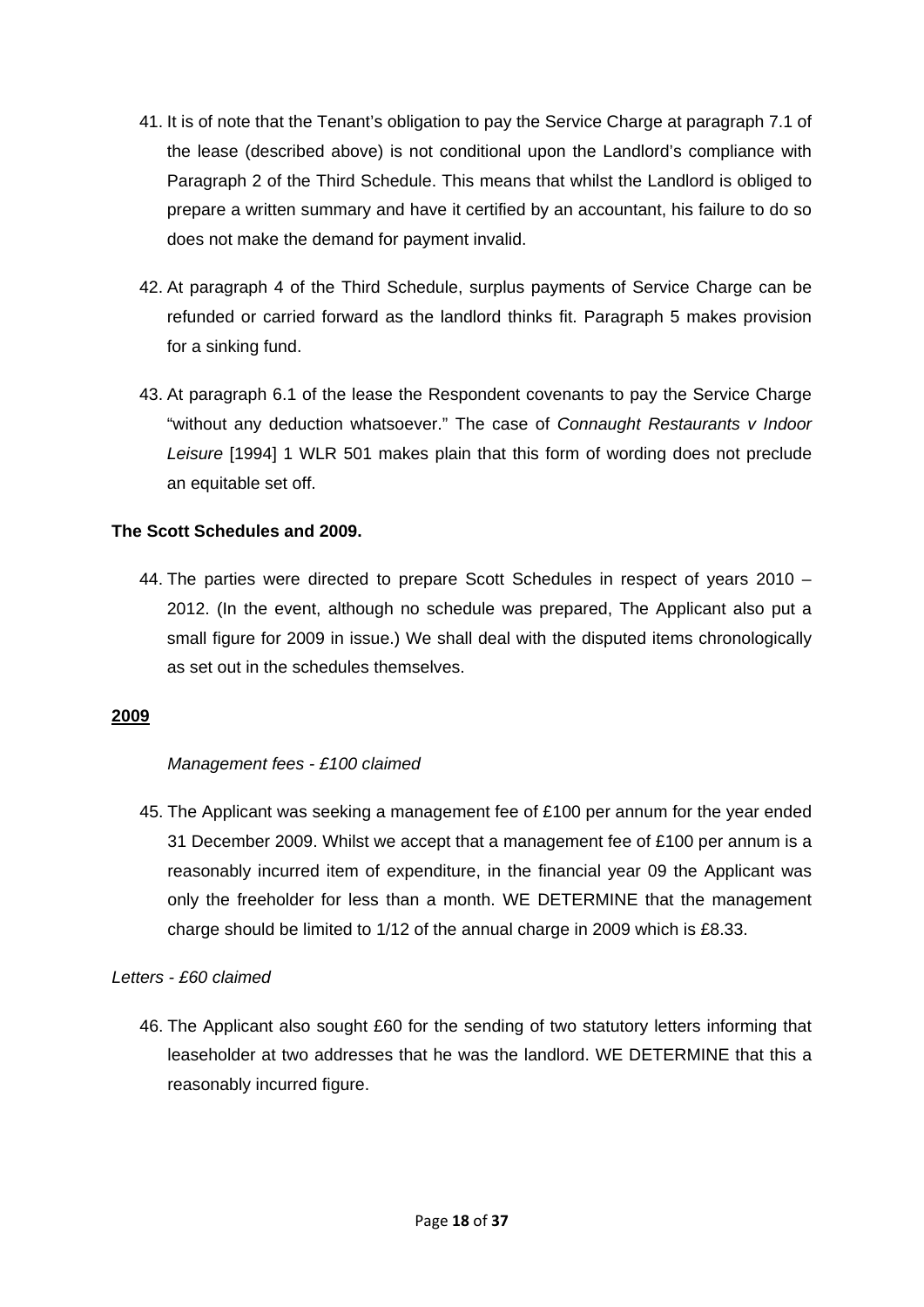41. It is of note that the Tenant's obligation to pay the Service Charge at paragraph 7.1 of the lease (described above) is not conditional upon the Landlord's compliance with Paragraph 2 of the Third Schedule. This means that whilst the Landlord is obliged to prepare a written summary and have it certified by an accountant, his failure to do so does not make the demand for payment invalid.

42. At paragraph 4 of the Third Schedule, surplus payments of Service Charge can be refunded or carried forward as the landlord thinks fit. Paragraph 5 makes provision for a sinking fund.

43. At paragraph 6.1 of the lease the Respondent covenants to pay the Service Charge "without any deduction whatsoever." The case of *Connaught Restaurants v Indoor Leisure* [1994] 1 WLR 501 makes plain that this form of wording does not preclude an equitable set off.

**The Scott Schedules and 2009.**

44. The parties were directed to prepare Scott Schedules in respect of years 2010 – 2012. (In the event, although no schedule was prepared, The Applicant also put a small figure for 2009 in issue.) We shall deal with the disputed items chronologically as set out in the schedules themselves.

**2009**

*Management fees - £100 claimed*

45. The Applicant was seeking a management fee of £100 per annum for the year ended 31 December 2009. Whilst we accept that a management fee of £100 per annum is a reasonably incurred item of expenditure, in the financial year 09 the Applicant was only the freeholder for less than a month. WE DETERMINE that the management charge should be limited to 1/12 of the annual charge in 2009 which is £8.33.

*Letters - £60 claimed*

46. The Applicant also sought £60 for the sending of two statutory letters informing that leaseholder at two addresses that he was the landlord. WE DETERMINE that this a reasonably incurred figure.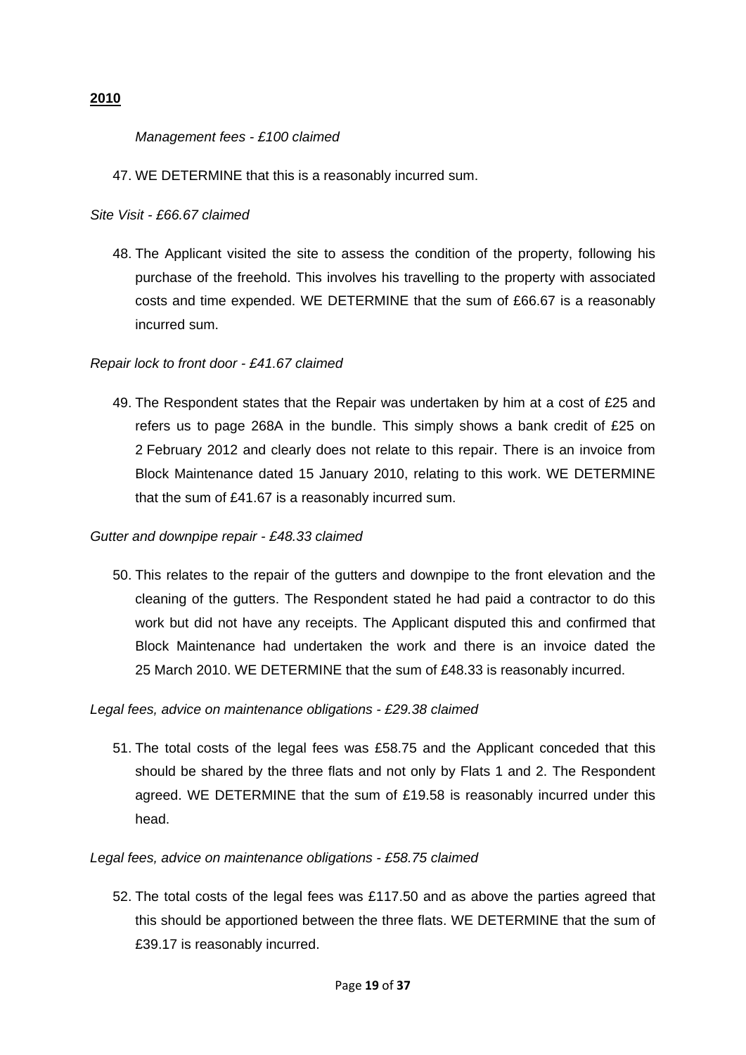**2010**

*Management fees - £100 claimed*

47. WE DETERMINE that this is a reasonably incurred sum.

*Site Visit - £66.67 claimed*

48. The Applicant visited the site to assess the condition of the property, following his purchase of the freehold. This involves his travelling to the property with associated costs and time expended. WE DETERMINE that the sum of £66.67 is a reasonably incurred sum.

*Repair lock to front door - £41.67 claimed*

49. The Respondent states that the Repair was undertaken by him at a cost of £25 and refers us to page 268A in the bundle. This simply shows a bank credit of £25 on 2 February 2012 and clearly does not relate to this repair. There is an invoice from Block Maintenance dated 15 January 2010, relating to this work. WE DETERMINE that the sum of £41.67 is a reasonably incurred sum.

*Gutter and downpipe repair - £48.33 claimed*

50. This relates to the repair of the gutters and downpipe to the front elevation and the cleaning of the gutters. The Respondent stated he had paid a contractor to do this work but did not have any receipts. The Applicant disputed this and confirmed that Block Maintenance had undertaken the work and there is an invoice dated the 25 March 2010. WE DETERMINE that the sum of £48.33 is reasonably incurred.

*Legal fees, advice on maintenance obligations - £29.38 claimed*

51. The total costs of the legal fees was £58.75 and the Applicant conceded that this should be shared by the three flats and not only by Flats 1 and 2. The Respondent agreed. WE DETERMINE that the sum of £19.58 is reasonably incurred under this head.

*Legal fees, advice on maintenance obligations - £58.75 claimed*

52. The total costs of the legal fees was £117.50 and as above the parties agreed that this should be apportioned between the three flats. WE DETERMINE that the sum of £39.17 is reasonably incurred.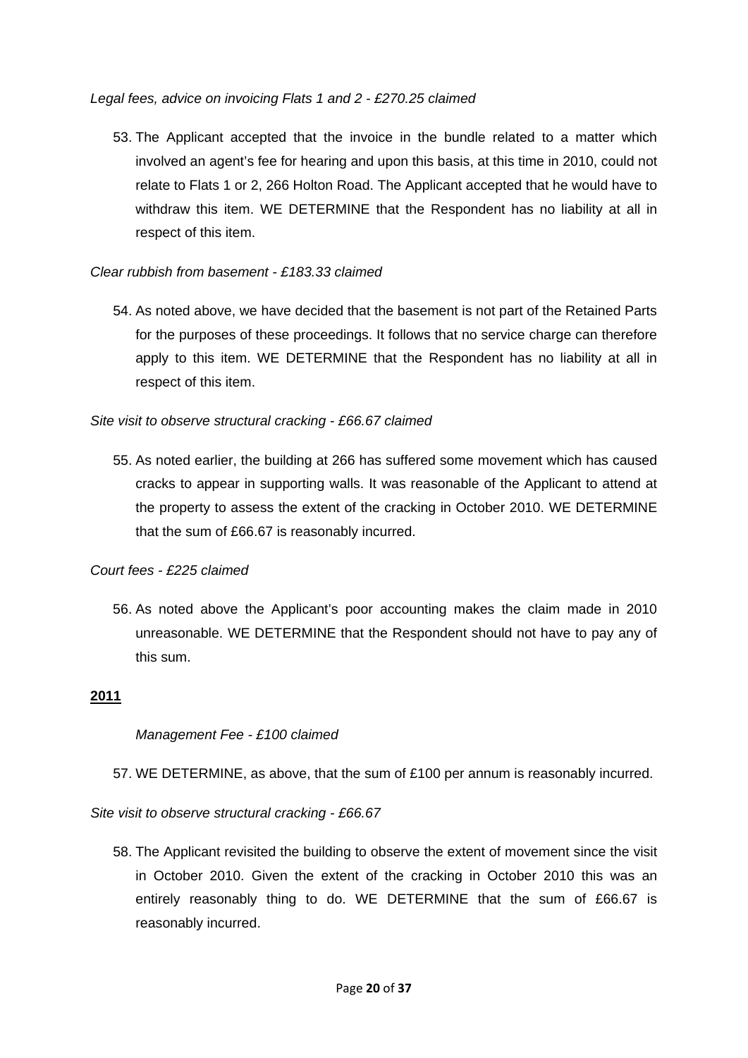*Legal fees, advice on invoicing Flats 1 and 2 - £270.25 claimed*

53. The Applicant accepted that the invoice in the bundle related to a matter which involved an agent's fee for hearing and upon this basis, at this time in 2010, could not relate to Flats 1 or 2, 266 Holton Road. The Applicant accepted that he would have to withdraw this item. WE DETERMINE that the Respondent has no liability at all in respect of this item.

*Clear rubbish from basement - £183.33 claimed*

54. As noted above, we have decided that the basement is not part of the Retained Parts for the purposes of these proceedings. It follows that no service charge can therefore apply to this item. WE DETERMINE that the Respondent has no liability at all in respect of this item.

*Site visit to observe structural cracking - £66.67 claimed*

55. As noted earlier, the building at 266 has suffered some movement which has caused cracks to appear in supporting walls. It was reasonable of the Applicant to attend at the property to assess the extent of the cracking in October 2010. WE DETERMINE that the sum of £66.67 is reasonably incurred.

*Court fees - £225 claimed*

56. As noted above the Applicant's poor accounting makes the claim made in 2010 unreasonable. WE DETERMINE that the Respondent should not have to pay any of this sum.

**2011**

*Management Fee - £100 claimed*

57. WE DETERMINE, as above, that the sum of £100 per annum is reasonably incurred.

*Site visit to observe structural cracking - £66.67*

58. The Applicant revisited the building to observe the extent of movement since the visit in October 2010. Given the extent of the cracking in October 2010 this was an entirely reasonably thing to do. WE DETERMINE that the sum of £66.67 is reasonably incurred.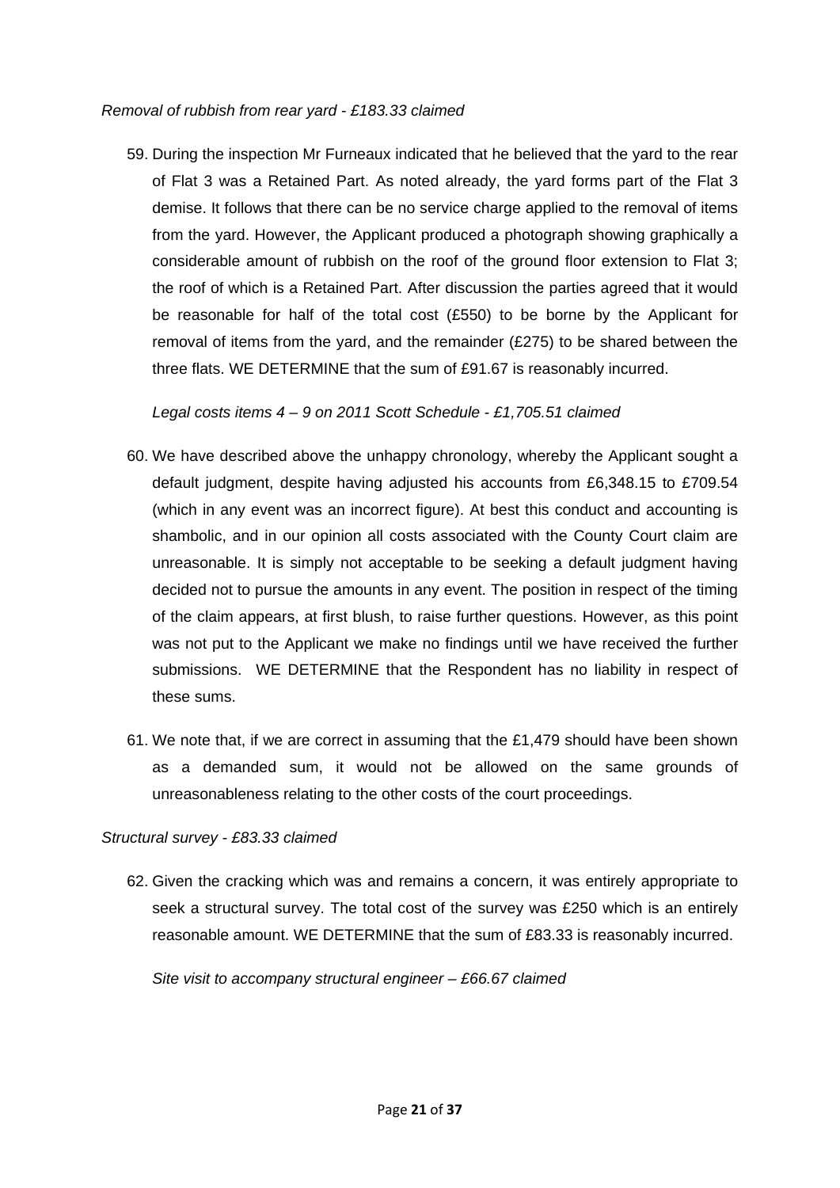*Removal of rubbish from rear yard - £183.33 claimed*

59. During the inspection Mr Furneaux indicated that he believed that the yard to the rear of Flat 3 was a Retained Part. As noted already, the yard forms part of the Flat 3 demise. It follows that there can be no service charge applied to the removal of items from the yard. However, the Applicant produced a photograph showing graphically a considerable amount of rubbish on the roof of the ground floor extension to Flat 3; the roof of which is a Retained Part. After discussion the parties agreed that it would be reasonable for half of the total cost (£550) to be borne by the Applicant for removal of items from the yard, and the remainder (£275) to be shared between the three flats. WE DETERMINE that the sum of £91.67 is reasonably incurred.

*Legal costs items 4 – 9 on 2011 Scott Schedule - £1,705.51 claimed*

60. We have described above the unhappy chronology, whereby the Applicant sought a default judgment, despite having adjusted his accounts from £6,348.15 to £709.54 (which in any event was an incorrect figure). At best this conduct and accounting is shambolic, and in our opinion all costs associated with the County Court claim are unreasonable. It is simply not acceptable to be seeking a default judgment having decided not to pursue the amounts in any event. The position in respect of the timing of the claim appears, at first blush, to raise further questions. However, as this point was not put to the Applicant we make no findings until we have received the further submissions. WE DETERMINE that the Respondent has no liability in respect of these sums.

61. We note that, if we are correct in assuming that the £1,479 should have been shown as a demanded sum, it would not be allowed on the same grounds of unreasonableness relating to the other costs of the court proceedings.

*Structural survey - £83.33 claimed*

62. Given the cracking which was and remains a concern, it was entirely appropriate to seek a structural survey. The total cost of the survey was £250 which is an entirely reasonable amount. WE DETERMINE that the sum of £83.33 is reasonably incurred.

*Site visit to accompany structural engineer – £66.67 claimed*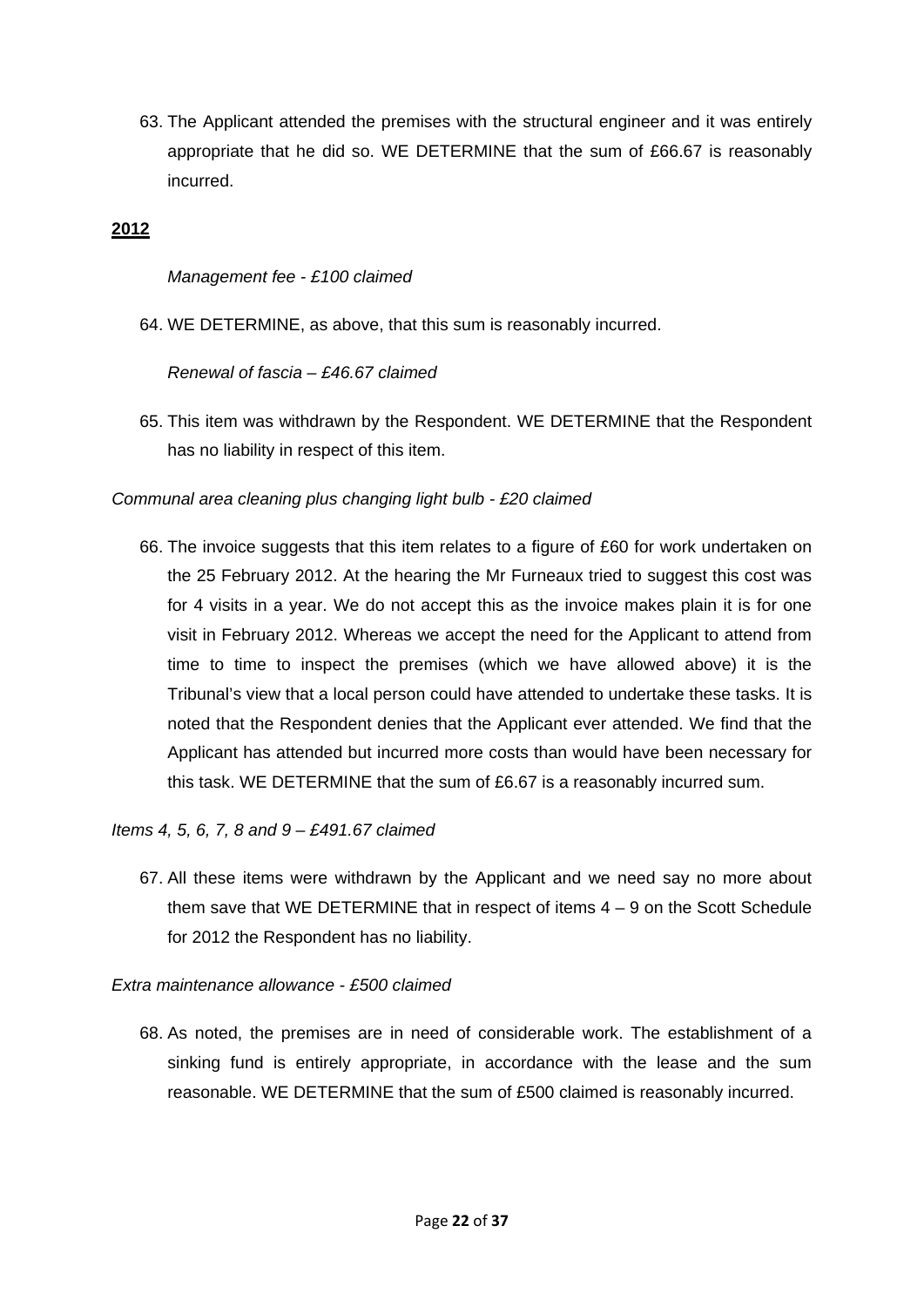63. The Applicant attended the premises with the structural engineer and it was entirely appropriate that he did so. WE DETERMINE that the sum of £66.67 is reasonably incurred.

**2012**

*Management fee - £100 claimed*

64. WE DETERMINE, as above, that this sum is reasonably incurred.

*Renewal of fascia – £46.67 claimed*

65. This item was withdrawn by the Respondent. WE DETERMINE that the Respondent has no liability in respect of this item.

*Communal area cleaning plus changing light bulb - £20 claimed*

66. The invoice suggests that this item relates to a figure of £60 for work undertaken on the 25 February 2012. At the hearing the Mr Furneaux tried to suggest this cost was for 4 visits in a year. We do not accept this as the invoice makes plain it is for one visit in February 2012. Whereas we accept the need for the Applicant to attend from time to time to inspect the premises (which we have allowed above) it is the Tribunal's view that a local person could have attended to undertake these tasks. It is noted that the Respondent denies that the Applicant ever attended. We find that the Applicant has attended but incurred more costs than would have been necessary for this task. WE DETERMINE that the sum of £6.67 is a reasonably incurred sum.

*Items 4, 5, 6, 7, 8 and 9 – £491.67 claimed*

67. All these items were withdrawn by the Applicant and we need say no more about them save that WE DETERMINE that in respect of items 4 – 9 on the Scott Schedule for 2012 the Respondent has no liability.

*Extra maintenance allowance - £500 claimed*

68. As noted, the premises are in need of considerable work. The establishment of a sinking fund is entirely appropriate, in accordance with the lease and the sum reasonable. WE DETERMINE that the sum of £500 claimed is reasonably incurred.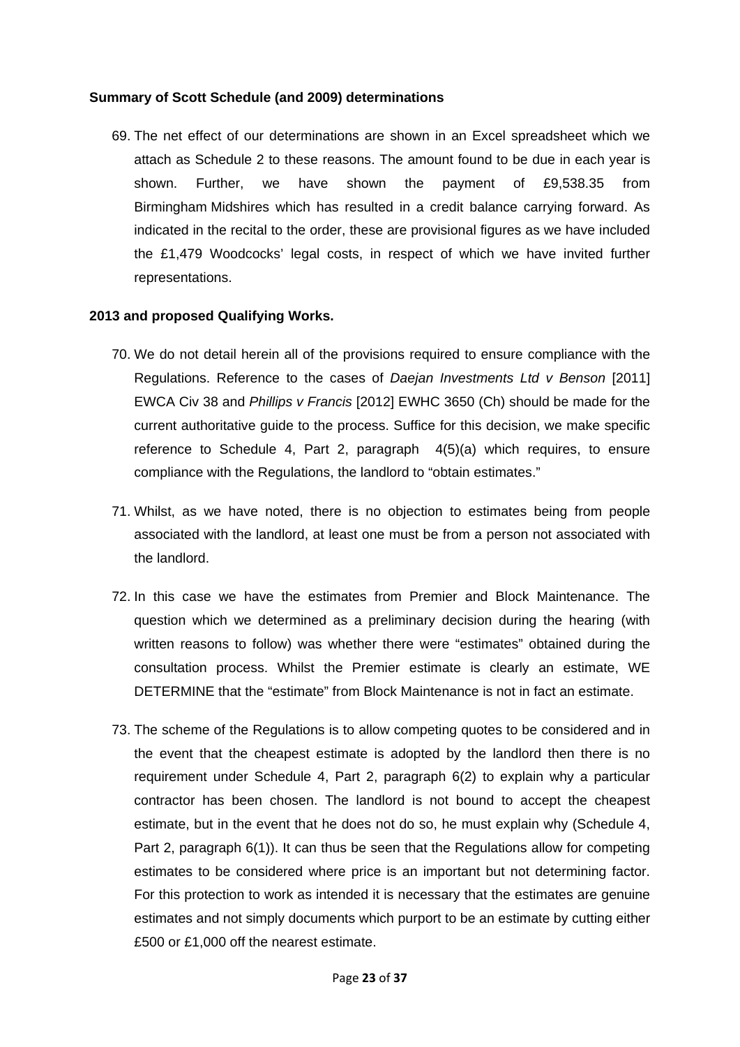**Summary of Scott Schedule (and 2009) determinations**

69. The net effect of our determinations are shown in an Excel spreadsheet which we attach as Schedule 2 to these reasons. The amount found to be due in each year is shown. Further, we have shown the payment of £9,538.35 from Birmingham Midshires which has resulted in a credit balance carrying forward. As indicated in the recital to the order, these are provisional figures as we have included the £1,479 Woodcocks' legal costs, in respect of which we have invited further representations.

**2013 and proposed Qualifying Works.**

70. We do not detail herein all of the provisions required to ensure compliance with the Regulations. Reference to the cases of *Daejan Investments Ltd v Benson* [2011] EWCA Civ 38 and *Phillips v Francis* [2012] EWHC 3650 (Ch) should be made for the current authoritative guide to the process. Suffice for this decision, we make specific reference to Schedule 4, Part 2, paragraph 4(5)(a) which requires, to ensure compliance with the Regulations, the landlord to "obtain estimates."

71. Whilst, as we have noted, there is no objection to estimates being from people associated with the landlord, at least one must be from a person not associated with the landlord.

72. In this case we have the estimates from Premier and Block Maintenance. The question which we determined as a preliminary decision during the hearing (with written reasons to follow) was whether there were "estimates" obtained during the consultation process. Whilst the Premier estimate is clearly an estimate, WE DETERMINE that the "estimate" from Block Maintenance is not in fact an estimate.

73. The scheme of the Regulations is to allow competing quotes to be considered and in the event that the cheapest estimate is adopted by the landlord then there is no requirement under Schedule 4, Part 2, paragraph 6(2) to explain why a particular contractor has been chosen. The landlord is not bound to accept the cheapest estimate, but in the event that he does not do so, he must explain why (Schedule 4, Part 2, paragraph 6(1)). It can thus be seen that the Regulations allow for competing estimates to be considered where price is an important but not determining factor. For this protection to work as intended it is necessary that the estimates are genuine estimates and not simply documents which purport to be an estimate by cutting either £500 or £1,000 off the nearest estimate.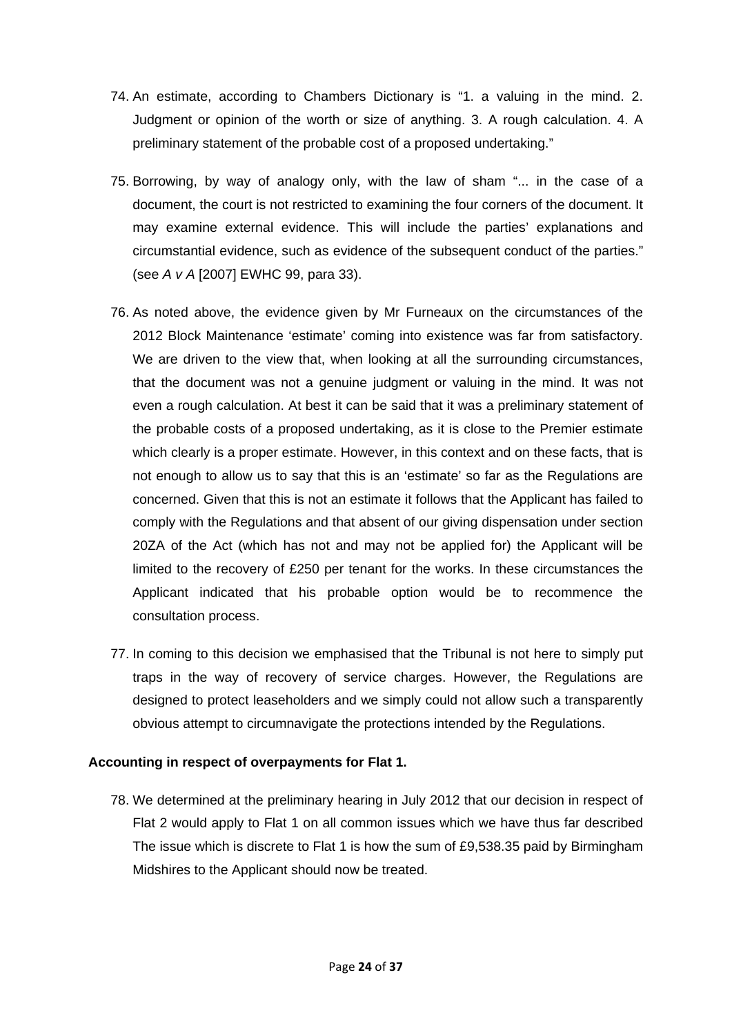74. An estimate, according to Chambers Dictionary is "1. a valuing in the mind. 2. Judgment or opinion of the worth or size of anything. 3. A rough calculation. 4. A preliminary statement of the probable cost of a proposed undertaking."

75. Borrowing, by way of analogy only, with the law of sham "... in the case of a document, the court is not restricted to examining the four corners of the document. It may examine external evidence. This will include the parties' explanations and circumstantial evidence, such as evidence of the subsequent conduct of the parties." (see *A v A* [2007] EWHC 99, para 33).

76. As noted above, the evidence given by Mr Furneaux on the circumstances of the 2012 Block Maintenance 'estimate' coming into existence was far from satisfactory. We are driven to the view that, when looking at all the surrounding circumstances, that the document was not a genuine judgment or valuing in the mind. It was not even a rough calculation. At best it can be said that it was a preliminary statement of the probable costs of a proposed undertaking, as it is close to the Premier estimate which clearly is a proper estimate. However, in this context and on these facts, that is not enough to allow us to say that this is an 'estimate' so far as the Regulations are concerned. Given that this is not an estimate it follows that the Applicant has failed to comply with the Regulations and that absent of our giving dispensation under section 20ZA of the Act (which has not and may not be applied for) the Applicant will be limited to the recovery of £250 per tenant for the works. In these circumstances the Applicant indicated that his probable option would be to recommence the consultation process.

77. In coming to this decision we emphasised that the Tribunal is not here to simply put traps in the way of recovery of service charges. However, the Regulations are designed to protect leaseholders and we simply could not allow such a transparently obvious attempt to circumnavigate the protections intended by the Regulations.

**Accounting in respect of overpayments for Flat 1.**

78. We determined at the preliminary hearing in July 2012 that our decision in respect of Flat 2 would apply to Flat 1 on all common issues which we have thus far described The issue which is discrete to Flat 1 is how the sum of £9,538.35 paid by Birmingham Midshires to the Applicant should now be treated.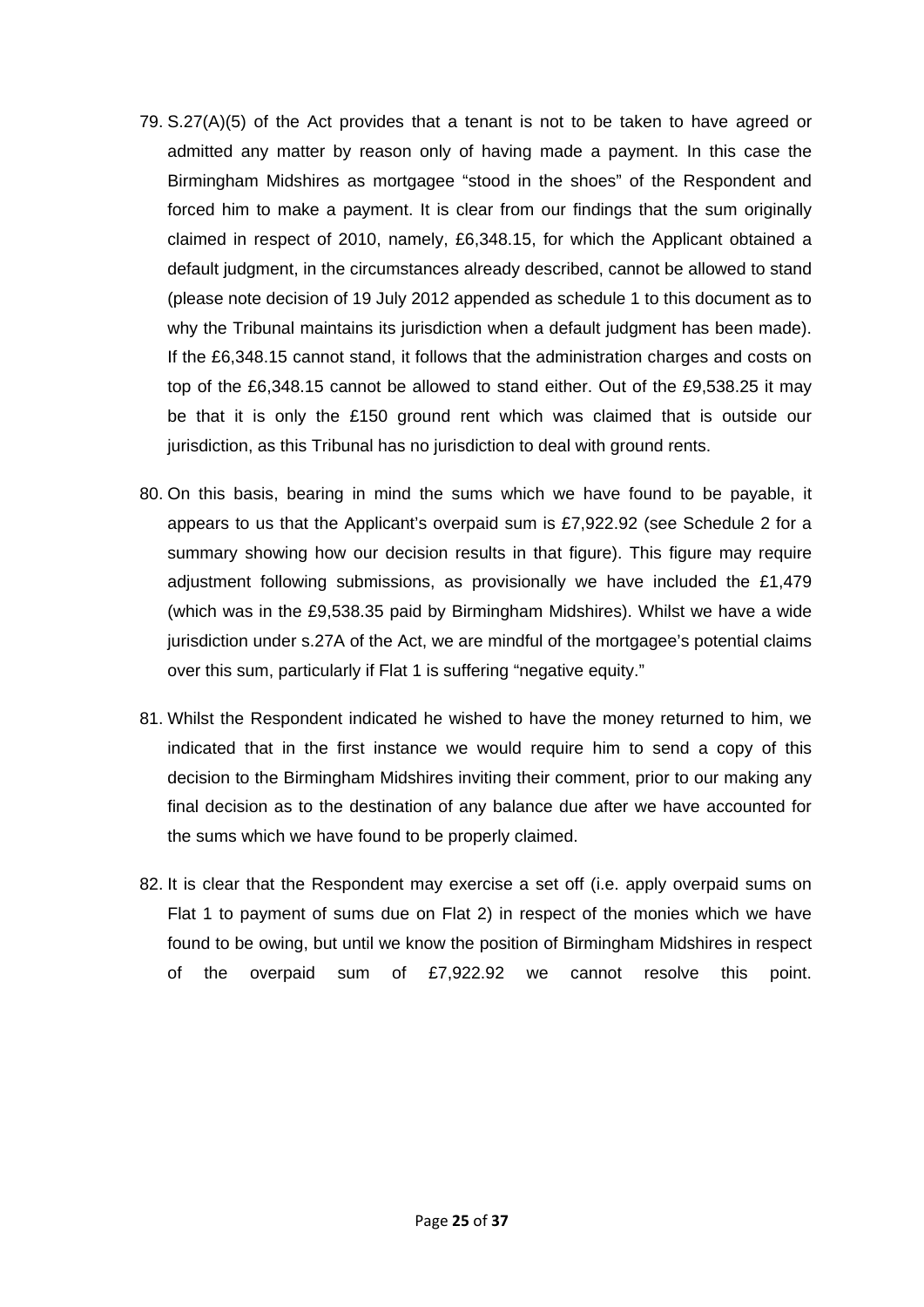79. S.27(A)(5) of the Act provides that a tenant is not to be taken to have agreed or admitted any matter by reason only of having made a payment. In this case the Birmingham Midshires as mortgagee "stood in the shoes" of the Respondent and forced him to make a payment. It is clear from our findings that the sum originally claimed in respect of 2010, namely, £6,348.15, for which the Applicant obtained a default judgment, in the circumstances already described, cannot be allowed to stand (please note decision of 19 July 2012 appended as schedule 1 to this document as to why the Tribunal maintains its jurisdiction when a default judgment has been made). If the £6,348.15 cannot stand, it follows that the administration charges and costs on top of the £6,348.15 cannot be allowed to stand either. Out of the £9,538.25 it may be that it is only the £150 ground rent which was claimed that is outside our jurisdiction, as this Tribunal has no jurisdiction to deal with ground rents.

80. On this basis, bearing in mind the sums which we have found to be payable, it appears to us that the Applicant's overpaid sum is £7,922.92 (see Schedule 2 for a summary showing how our decision results in that figure). This figure may require adjustment following submissions, as provisionally we have included the £1,479 (which was in the £9,538.35 paid by Birmingham Midshires). Whilst we have a wide jurisdiction under s.27A of the Act, we are mindful of the mortgagee's potential claims over this sum, particularly if Flat 1 is suffering "negative equity."

81. Whilst the Respondent indicated he wished to have the money returned to him, we indicated that in the first instance we would require him to send a copy of this decision to the Birmingham Midshires inviting their comment, prior to our making any final decision as to the destination of any balance due after we have accounted for the sums which we have found to be properly claimed.

82. It is clear that the Respondent may exercise a set off (i.e. apply overpaid sums on Flat 1 to payment of sums due on Flat 2) in respect of the monies which we have found to be owing, but until we know the position of Birmingham Midshires in respect of the overpaid sum of £7,922.92 we cannot resolve this point.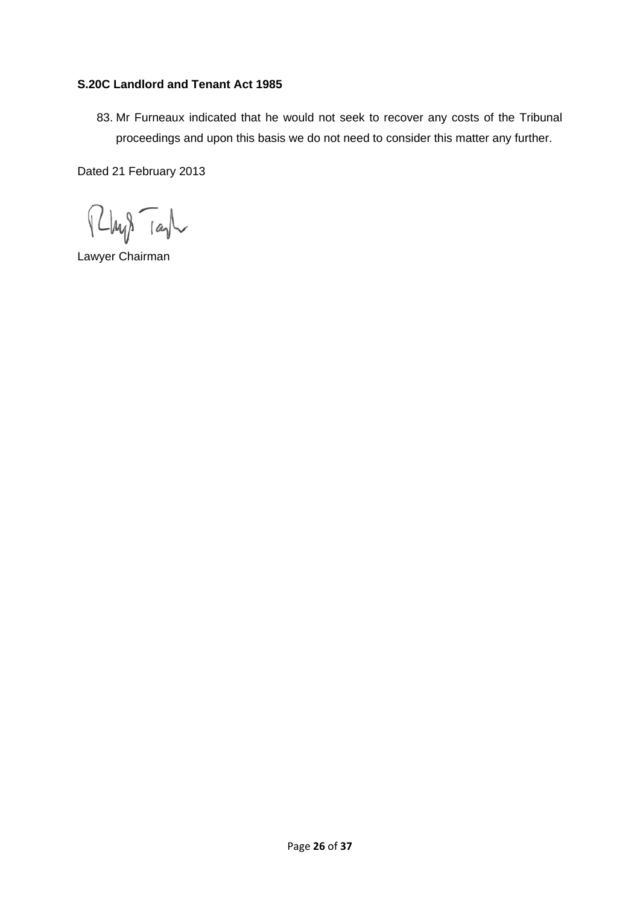**S.20C Landlord and Tenant Act 1985**

83. Mr Furneaux indicated that he would not seek to recover any costs of the Tribunal proceedings and upon this basis we do not need to consider this matter any further.

Dated 21 February 2013

Lawyer Chairman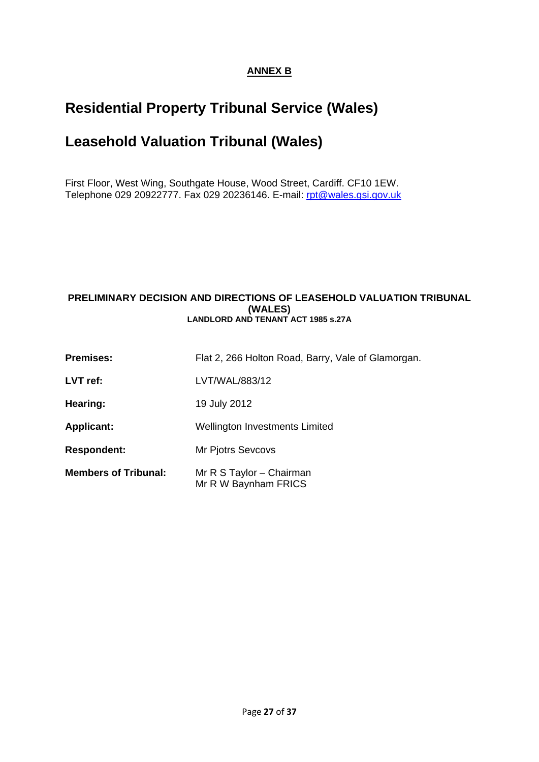**ANNEX B**

# Residential Property Tribunal Service (Wales)

# Leasehold Valuation Tribunal (Wales)

First Floor, West Wing, Southgate House, Wood Street, Cardiff. CF10 1EW.
Telephone 029 20922777. Fax 029 20236146. E-mail: rpt@wales.gsi.gov.uk

**PRELIMINARY DECISION AND DIRECTIONS OF LEASEHOLD VALUATION TRIBUNAL (WALES)**
**LANDLORD AND TENANT ACT 1985 s.27A**

| | |
|---|---|
| **Premises:** | Flat 2, 266 Holton Road, Barry, Vale of Glamorgan. |
| **LVT ref:** | LVT/WAL/883/12 |
| **Hearing:** | 19 July 2012 |
| **Applicant:** | Wellington Investments Limited |
| **Respondent:** | Mr Pjotrs Sevcovs |
| **Members of Tribunal:** | Mr R S Taylor – Chairman<br>Mr R W Baynham FRICS |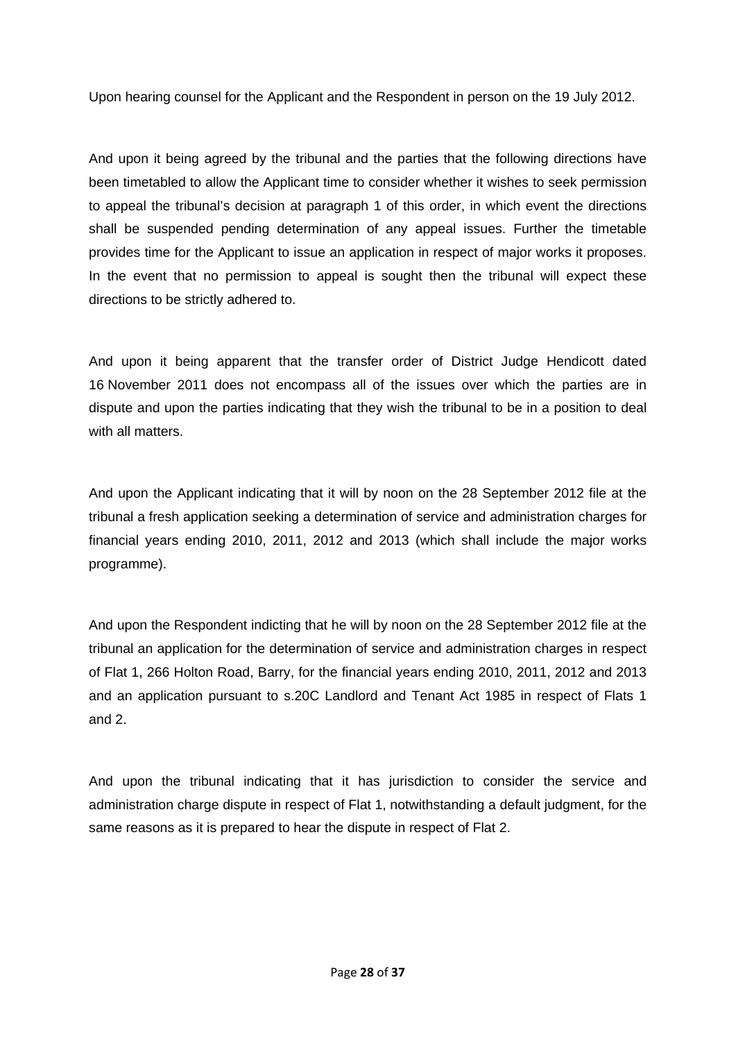Upon hearing counsel for the Applicant and the Respondent in person on the 19 July 2012.

And upon it being agreed by the tribunal and the parties that the following directions have been timetabled to allow the Applicant time to consider whether it wishes to seek permission to appeal the tribunal's decision at paragraph 1 of this order, in which event the directions shall be suspended pending determination of any appeal issues. Further the timetable provides time for the Applicant to issue an application in respect of major works it proposes. In the event that no permission to appeal is sought then the tribunal will expect these directions to be strictly adhered to.

And upon it being apparent that the transfer order of District Judge Hendicott dated 16 November 2011 does not encompass all of the issues over which the parties are in dispute and upon the parties indicating that they wish the tribunal to be in a position to deal with all matters.

And upon the Applicant indicating that it will by noon on the 28 September 2012 file at the tribunal a fresh application seeking a determination of service and administration charges for financial years ending 2010, 2011, 2012 and 2013 (which shall include the major works programme).

And upon the Respondent indicting that he will by noon on the 28 September 2012 file at the tribunal an application for the determination of service and administration charges in respect of Flat 1, 266 Holton Road, Barry, for the financial years ending 2010, 2011, 2012 and 2013 and an application pursuant to s.20C Landlord and Tenant Act 1985 in respect of Flats 1 and 2.

And upon the tribunal indicating that it has jurisdiction to consider the service and administration charge dispute in respect of Flat 1, notwithstanding a default judgment, for the same reasons as it is prepared to hear the dispute in respect of Flat 2.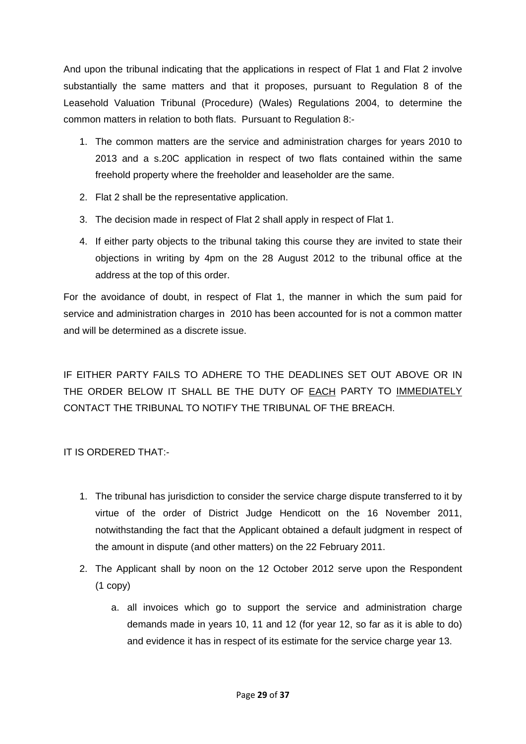And upon the tribunal indicating that the applications in respect of Flat 1 and Flat 2 involve substantially the same matters and that it proposes, pursuant to Regulation 8 of the Leasehold Valuation Tribunal (Procedure) (Wales) Regulations 2004, to determine the common matters in relation to both flats. Pursuant to Regulation 8:-

1. The common matters are the service and administration charges for years 2010 to 2013 and a s.20C application in respect of two flats contained within the same freehold property where the freeholder and leaseholder are the same.
2. Flat 2 shall be the representative application.
3. The decision made in respect of Flat 2 shall apply in respect of Flat 1.
4. If either party objects to the tribunal taking this course they are invited to state their objections in writing by 4pm on the 28 August 2012 to the tribunal office at the address at the top of this order.

For the avoidance of doubt, in respect of Flat 1, the manner in which the sum paid for service and administration charges in 2010 has been accounted for is not a common matter and will be determined as a discrete issue.

IF EITHER PARTY FAILS TO ADHERE TO THE DEADLINES SET OUT ABOVE OR IN THE ORDER BELOW IT SHALL BE THE DUTY OF EACH PARTY TO IMMEDIATELY CONTACT THE TRIBUNAL TO NOTIFY THE TRIBUNAL OF THE BREACH.

IT IS ORDERED THAT:-

1. The tribunal has jurisdiction to consider the service charge dispute transferred to it by virtue of the order of District Judge Hendicott on the 16 November 2011, notwithstanding the fact that the Applicant obtained a default judgment in respect of the amount in dispute (and other matters) on the 22 February 2011.
2. The Applicant shall by noon on the 12 October 2012 serve upon the Respondent (1 copy)
    a. all invoices which go to support the service and administration charge demands made in years 10, 11 and 12 (for year 12, so far as it is able to do) and evidence it has in respect of its estimate for the service charge year 13.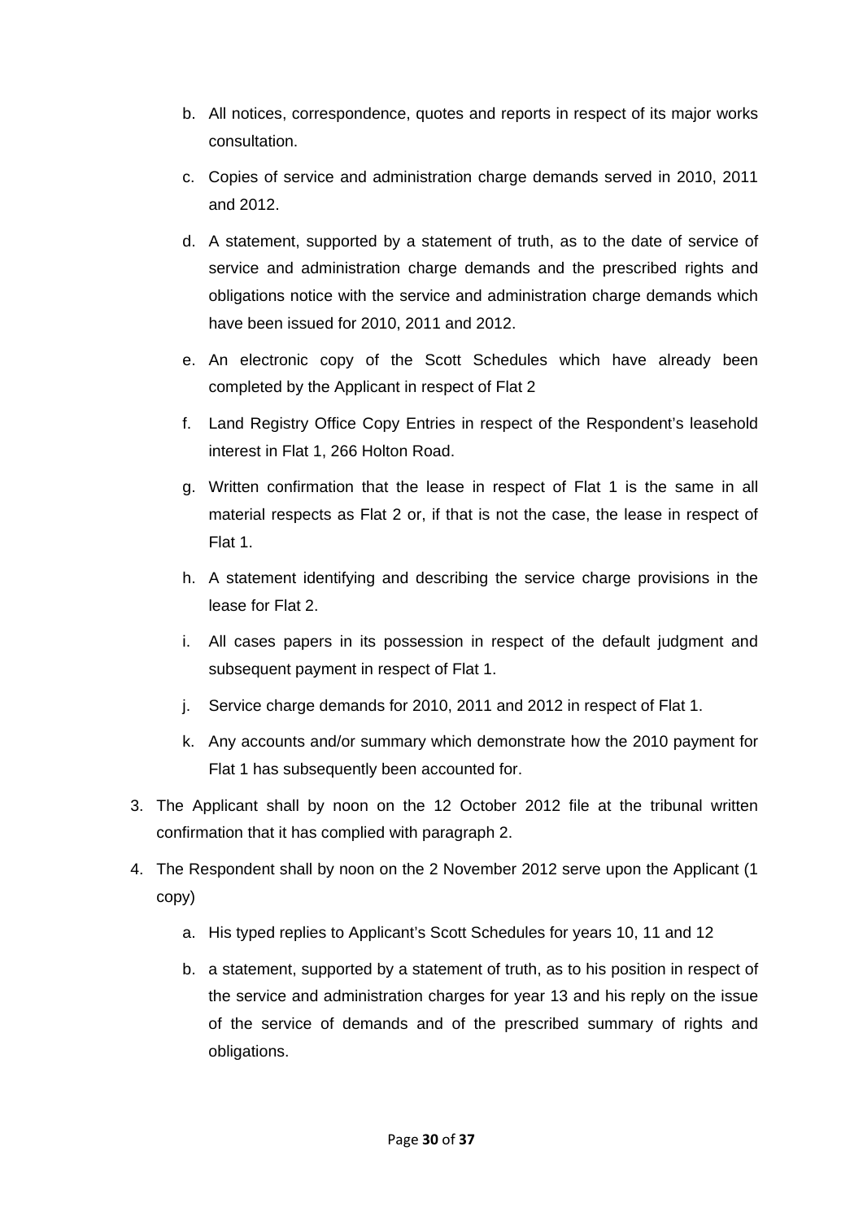b. All notices, correspondence, quotes and reports in respect of its major works consultation.

c. Copies of service and administration charge demands served in 2010, 2011 and 2012.

d. A statement, supported by a statement of truth, as to the date of service of service and administration charge demands and the prescribed rights and obligations notice with the service and administration charge demands which have been issued for 2010, 2011 and 2012.

e. An electronic copy of the Scott Schedules which have already been completed by the Applicant in respect of Flat 2

f. Land Registry Office Copy Entries in respect of the Respondent's leasehold interest in Flat 1, 266 Holton Road.

g. Written confirmation that the lease in respect of Flat 1 is the same in all material respects as Flat 2 or, if that is not the case, the lease in respect of Flat 1.

h. A statement identifying and describing the service charge provisions in the lease for Flat 2.

i. All cases papers in its possession in respect of the default judgment and subsequent payment in respect of Flat 1.

j. Service charge demands for 2010, 2011 and 2012 in respect of Flat 1.

k. Any accounts and/or summary which demonstrate how the 2010 payment for Flat 1 has subsequently been accounted for.

3. The Applicant shall by noon on the 12 October 2012 file at the tribunal written confirmation that it has complied with paragraph 2.

4. The Respondent shall by noon on the 2 November 2012 serve upon the Applicant (1 copy)

    a. His typed replies to Applicant's Scott Schedules for years 10, 11 and 12

    b. a statement, supported by a statement of truth, as to his position in respect of the service and administration charges for year 13 and his reply on the issue of the service of demands and of the prescribed summary of rights and obligations.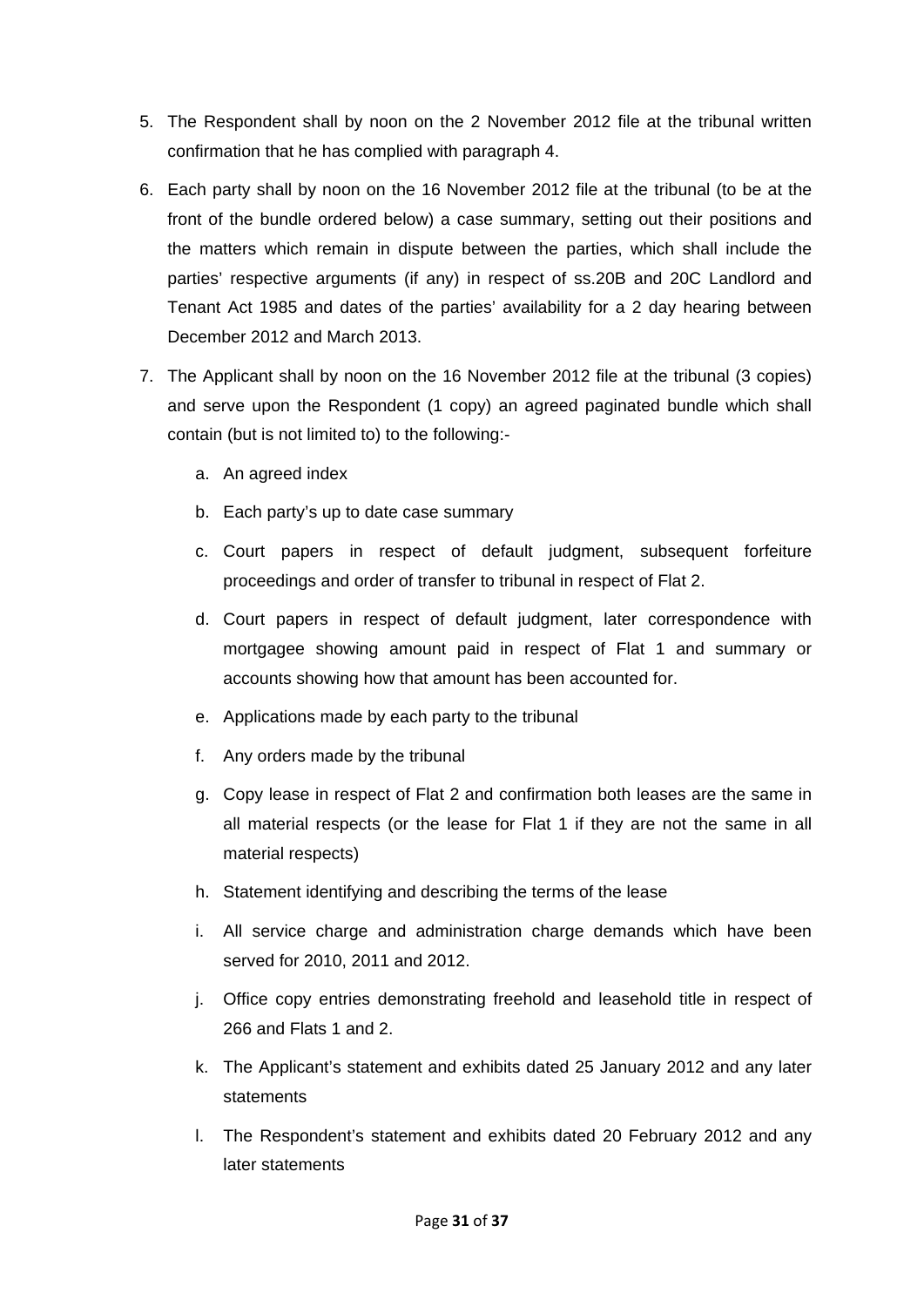5. The Respondent shall by noon on the 2 November 2012 file at the tribunal written confirmation that he has complied with paragraph 4.

6. Each party shall by noon on the 16 November 2012 file at the tribunal (to be at the front of the bundle ordered below) a case summary, setting out their positions and the matters which remain in dispute between the parties, which shall include the parties' respective arguments (if any) in respect of ss.20B and 20C Landlord and Tenant Act 1985 and dates of the parties' availability for a 2 day hearing between December 2012 and March 2013.

7. The Applicant shall by noon on the 16 November 2012 file at the tribunal (3 copies) and serve upon the Respondent (1 copy) an agreed paginated bundle which shall contain (but is not limited to) to the following:-

   a. An agreed index

   b. Each party's up to date case summary

   c. Court papers in respect of default judgment, subsequent forfeiture proceedings and order of transfer to tribunal in respect of Flat 2.

   d. Court papers in respect of default judgment, later correspondence with mortgagee showing amount paid in respect of Flat 1 and summary or accounts showing how that amount has been accounted for.

   e. Applications made by each party to the tribunal

   f. Any orders made by the tribunal

   g. Copy lease in respect of Flat 2 and confirmation both leases are the same in all material respects (or the lease for Flat 1 if they are not the same in all material respects)

   h. Statement identifying and describing the terms of the lease

   i. All service charge and administration charge demands which have been served for 2010, 2011 and 2012.

   j. Office copy entries demonstrating freehold and leasehold title in respect of 266 and Flats 1 and 2.

   k. The Applicant's statement and exhibits dated 25 January 2012 and any later statements

   l. The Respondent's statement and exhibits dated 20 February 2012 and any later statements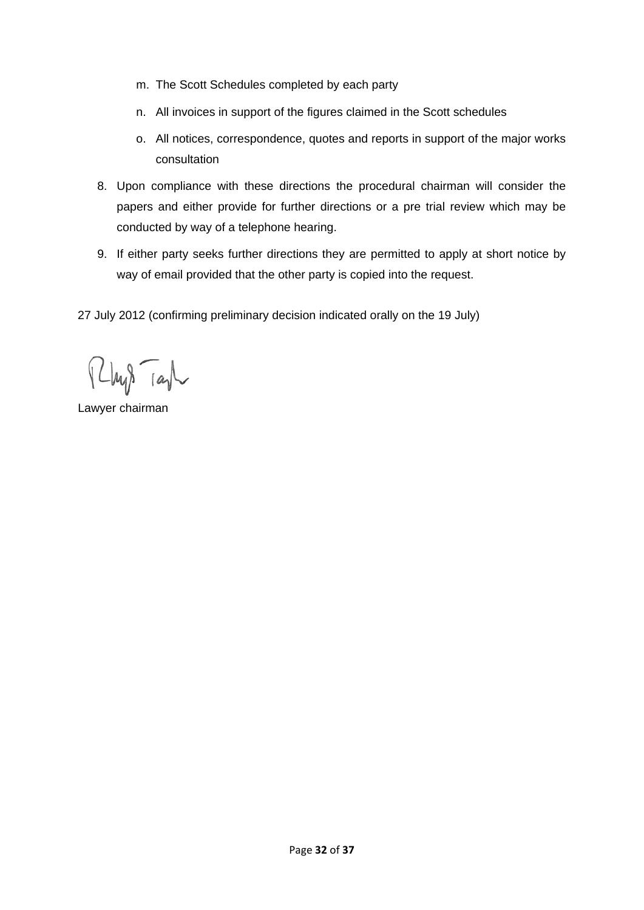m. The Scott Schedules completed by each party

n. All invoices in support of the figures claimed in the Scott schedules

o. All notices, correspondence, quotes and reports in support of the major works consultation

8. Upon compliance with these directions the procedural chairman will consider the papers and either provide for further directions or a pre trial review which may be conducted by way of a telephone hearing.

9. If either party seeks further directions they are permitted to apply at short notice by way of email provided that the other party is copied into the request.

27 July 2012 (confirming preliminary decision indicated orally on the 19 July)

Lawyer chairman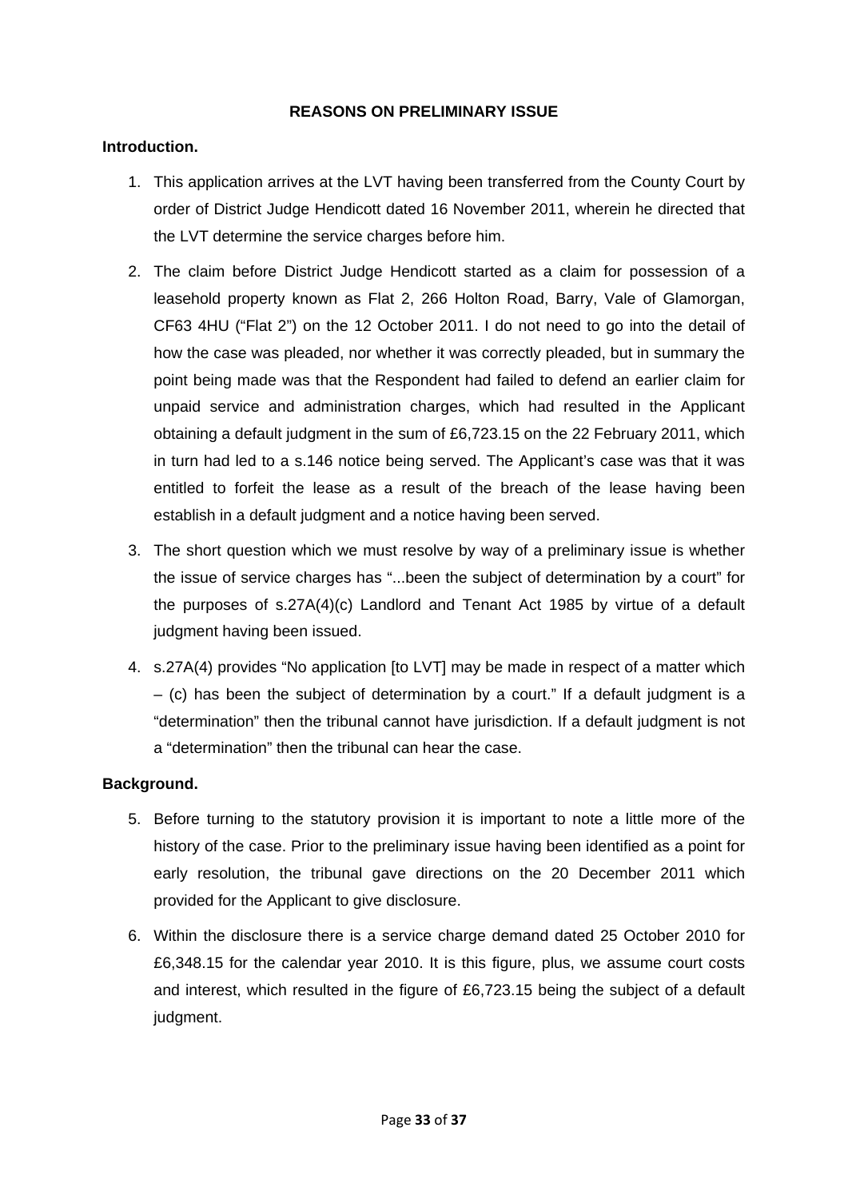**REASONS ON PRELIMINARY ISSUE**

**Introduction.**

1. This application arrives at the LVT having been transferred from the County Court by order of District Judge Hendicott dated 16 November 2011, wherein he directed that the LVT determine the service charges before him.

2. The claim before District Judge Hendicott started as a claim for possession of a leasehold property known as Flat 2, 266 Holton Road, Barry, Vale of Glamorgan, CF63 4HU ("Flat 2") on the 12 October 2011. I do not need to go into the detail of how the case was pleaded, nor whether it was correctly pleaded, but in summary the point being made was that the Respondent had failed to defend an earlier claim for unpaid service and administration charges, which had resulted in the Applicant obtaining a default judgment in the sum of £6,723.15 on the 22 February 2011, which in turn had led to a s.146 notice being served. The Applicant's case was that it was entitled to forfeit the lease as a result of the breach of the lease having been establish in a default judgment and a notice having been served.

3. The short question which we must resolve by way of a preliminary issue is whether the issue of service charges has "...been the subject of determination by a court" for the purposes of s.27A(4)(c) Landlord and Tenant Act 1985 by virtue of a default judgment having been issued.

4. s.27A(4) provides "No application [to LVT] may be made in respect of a matter which – (c) has been the subject of determination by a court." If a default judgment is a "determination" then the tribunal cannot have jurisdiction. If a default judgment is not a "determination" then the tribunal can hear the case.

**Background.**

5. Before turning to the statutory provision it is important to note a little more of the history of the case. Prior to the preliminary issue having been identified as a point for early resolution, the tribunal gave directions on the 20 December 2011 which provided for the Applicant to give disclosure.

6. Within the disclosure there is a service charge demand dated 25 October 2010 for £6,348.15 for the calendar year 2010. It is this figure, plus, we assume court costs and interest, which resulted in the figure of £6,723.15 being the subject of a default judgment.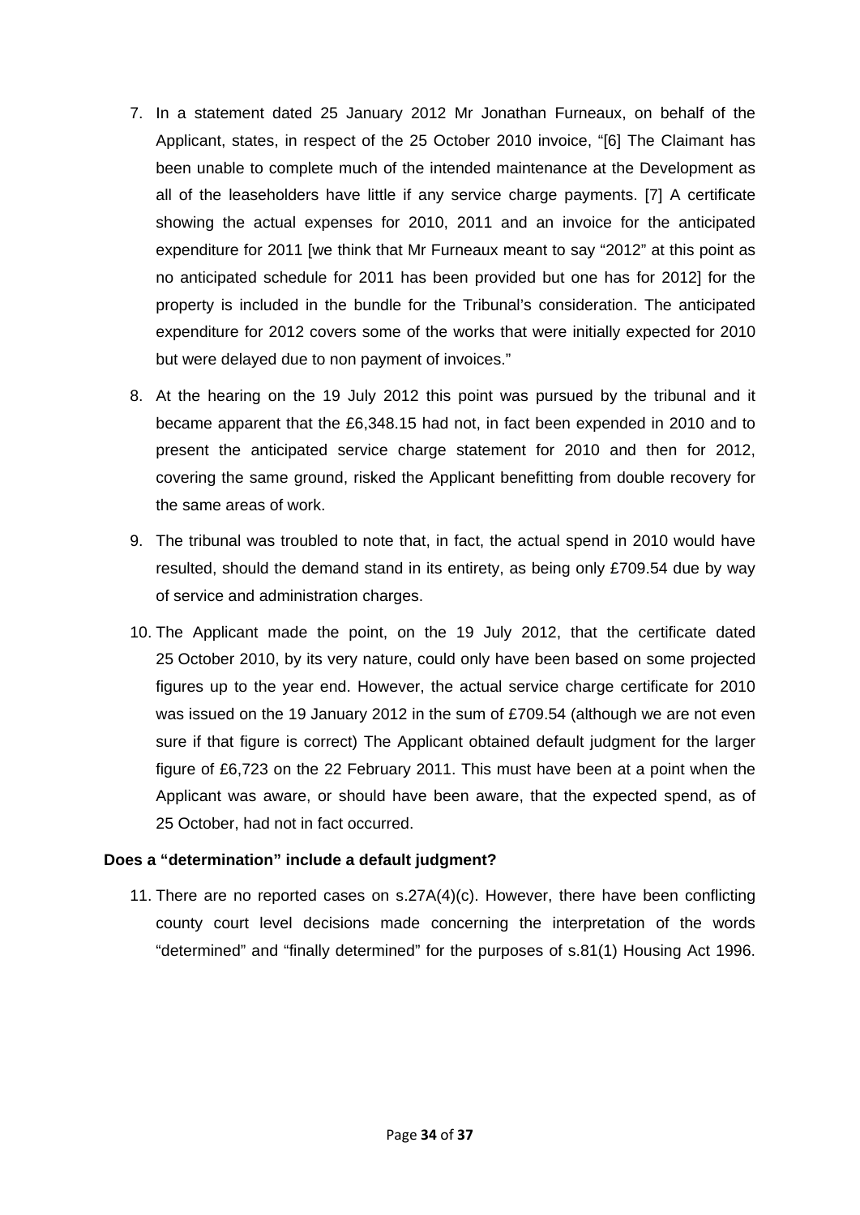7. In a statement dated 25 January 2012 Mr Jonathan Furneaux, on behalf of the Applicant, states, in respect of the 25 October 2010 invoice, "[6] The Claimant has been unable to complete much of the intended maintenance at the Development as all of the leaseholders have little if any service charge payments. [7] A certificate showing the actual expenses for 2010, 2011 and an invoice for the anticipated expenditure for 2011 [we think that Mr Furneaux meant to say "2012" at this point as no anticipated schedule for 2011 has been provided but one has for 2012] for the property is included in the bundle for the Tribunal's consideration. The anticipated expenditure for 2012 covers some of the works that were initially expected for 2010 but were delayed due to non payment of invoices."

8. At the hearing on the 19 July 2012 this point was pursued by the tribunal and it became apparent that the £6,348.15 had not, in fact been expended in 2010 and to present the anticipated service charge statement for 2010 and then for 2012, covering the same ground, risked the Applicant benefitting from double recovery for the same areas of work.

9. The tribunal was troubled to note that, in fact, the actual spend in 2010 would have resulted, should the demand stand in its entirety, as being only £709.54 due by way of service and administration charges.

10. The Applicant made the point, on the 19 July 2012, that the certificate dated 25 October 2010, by its very nature, could only have been based on some projected figures up to the year end. However, the actual service charge certificate for 2010 was issued on the 19 January 2012 in the sum of £709.54 (although we are not even sure if that figure is correct) The Applicant obtained default judgment for the larger figure of £6,723 on the 22 February 2011. This must have been at a point when the Applicant was aware, or should have been aware, that the expected spend, as of 25 October, had not in fact occurred.

**Does a "determination" include a default judgment?**

11. There are no reported cases on s.27A(4)(c). However, there have been conflicting county court level decisions made concerning the interpretation of the words "determined" and "finally determined" for the purposes of s.81(1) Housing Act 1996.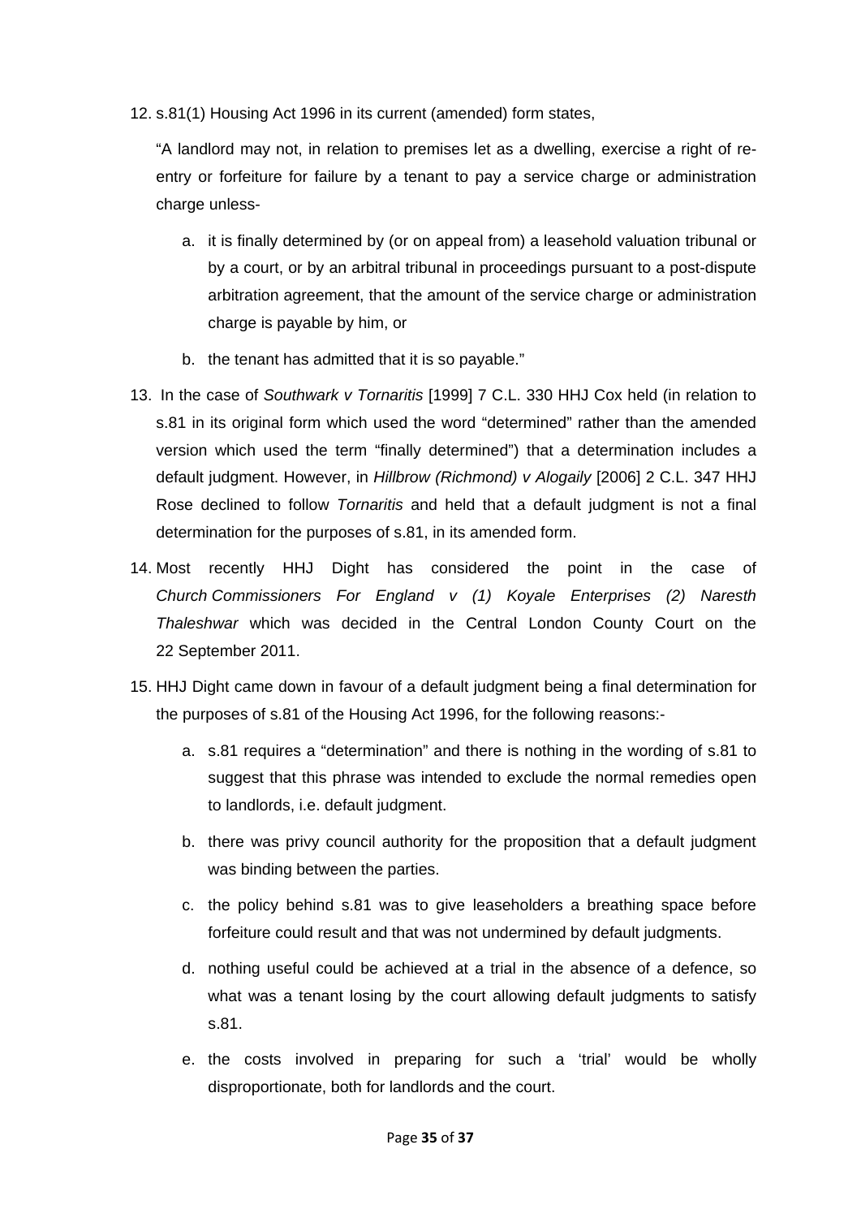12. s.81(1) Housing Act 1996 in its current (amended) form states,

    "A landlord may not, in relation to premises let as a dwelling, exercise a right of re-entry or forfeiture for failure by a tenant to pay a service charge or administration charge unless-

    a. it is finally determined by (or on appeal from) a leasehold valuation tribunal or by a court, or by an arbitral tribunal in proceedings pursuant to a post-dispute arbitration agreement, that the amount of the service charge or administration charge is payable by him, or

    b. the tenant has admitted that it is so payable."

13. In the case of *Southwark v Tornaritis* [1999] 7 C.L. 330 HHJ Cox held (in relation to s.81 in its original form which used the word "determined" rather than the amended version which used the term "finally determined") that a determination includes a default judgment. However, in *Hillbrow (Richmond) v Alogaily* [2006] 2 C.L. 347 HHJ Rose declined to follow *Tornaritis* and held that a default judgment is not a final determination for the purposes of s.81, in its amended form.

14. Most recently HHJ Dight has considered the point in the case of *Church Commissioners For England v (1) Koyale Enterprises (2) Naresth Thaleshwar* which was decided in the Central London County Court on the 22 September 2011.

15. HHJ Dight came down in favour of a default judgment being a final determination for the purposes of s.81 of the Housing Act 1996, for the following reasons:-

    a. s.81 requires a "determination" and there is nothing in the wording of s.81 to suggest that this phrase was intended to exclude the normal remedies open to landlords, i.e. default judgment.

    b. there was privy council authority for the proposition that a default judgment was binding between the parties.

    c. the policy behind s.81 was to give leaseholders a breathing space before forfeiture could result and that was not undermined by default judgments.

    d. nothing useful could be achieved at a trial in the absence of a defence, so what was a tenant losing by the court allowing default judgments to satisfy s.81.

    e. the costs involved in preparing for such a 'trial' would be wholly disproportionate, both for landlords and the court.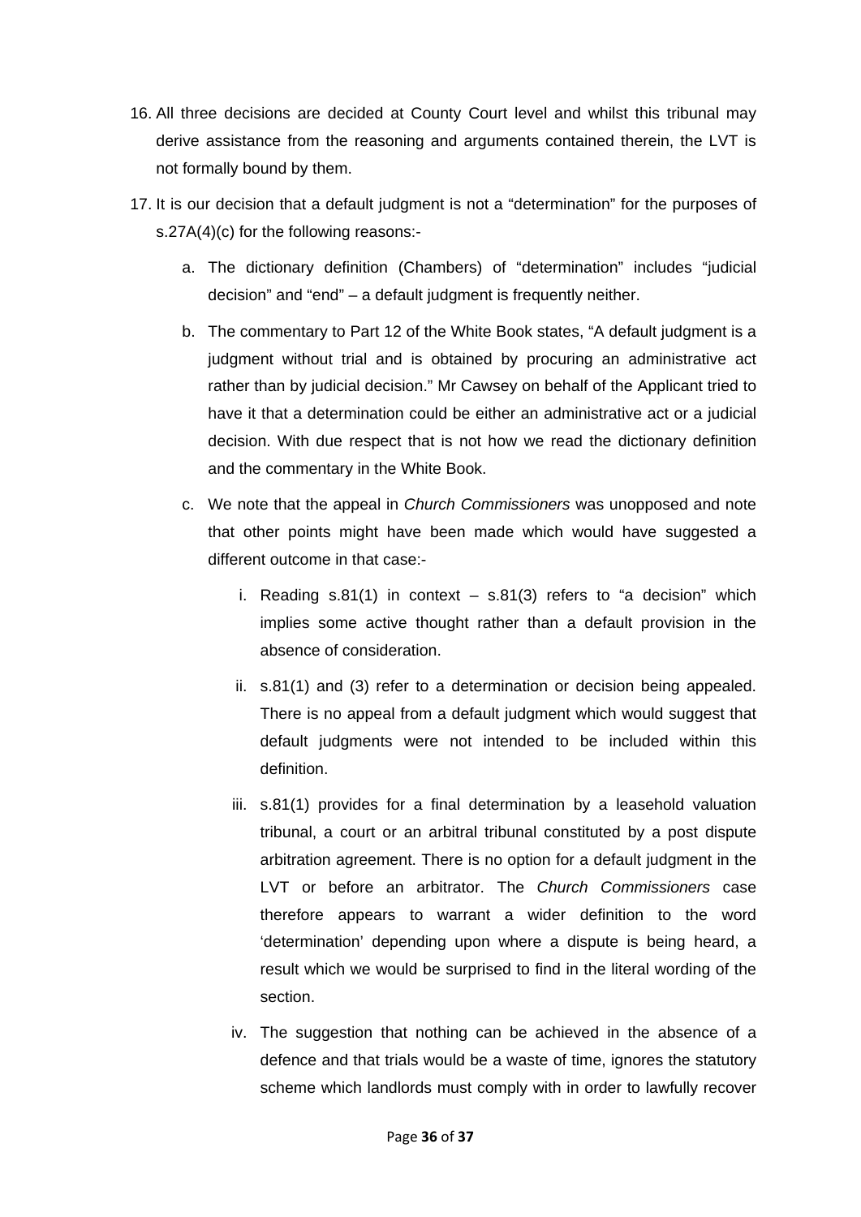16. All three decisions are decided at County Court level and whilst this tribunal may derive assistance from the reasoning and arguments contained therein, the LVT is not formally bound by them.

17. It is our decision that a default judgment is not a "determination" for the purposes of s.27A(4)(c) for the following reasons:-

    a. The dictionary definition (Chambers) of "determination" includes "judicial decision" and "end" – a default judgment is frequently neither.

    b. The commentary to Part 12 of the White Book states, "A default judgment is a judgment without trial and is obtained by procuring an administrative act rather than by judicial decision." Mr Cawsey on behalf of the Applicant tried to have it that a determination could be either an administrative act or a judicial decision. With due respect that is not how we read the dictionary definition and the commentary in the White Book.

    c. We note that the appeal in *Church Commissioners* was unopposed and note that other points might have been made which would have suggested a different outcome in that case:-

        i. Reading s.81(1) in context – s.81(3) refers to "a decision" which implies some active thought rather than a default provision in the absence of consideration.

        ii. s.81(1) and (3) refer to a determination or decision being appealed. There is no appeal from a default judgment which would suggest that default judgments were not intended to be included within this definition.

        iii. s.81(1) provides for a final determination by a leasehold valuation tribunal, a court or an arbitral tribunal constituted by a post dispute arbitration agreement. There is no option for a default judgment in the LVT or before an arbitrator. The *Church Commissioners* case therefore appears to warrant a wider definition to the word 'determination' depending upon where a dispute is being heard, a result which we would be surprised to find in the literal wording of the section.

        iv. The suggestion that nothing can be achieved in the absence of a defence and that trials would be a waste of time, ignores the statutory scheme which landlords must comply with in order to lawfully recover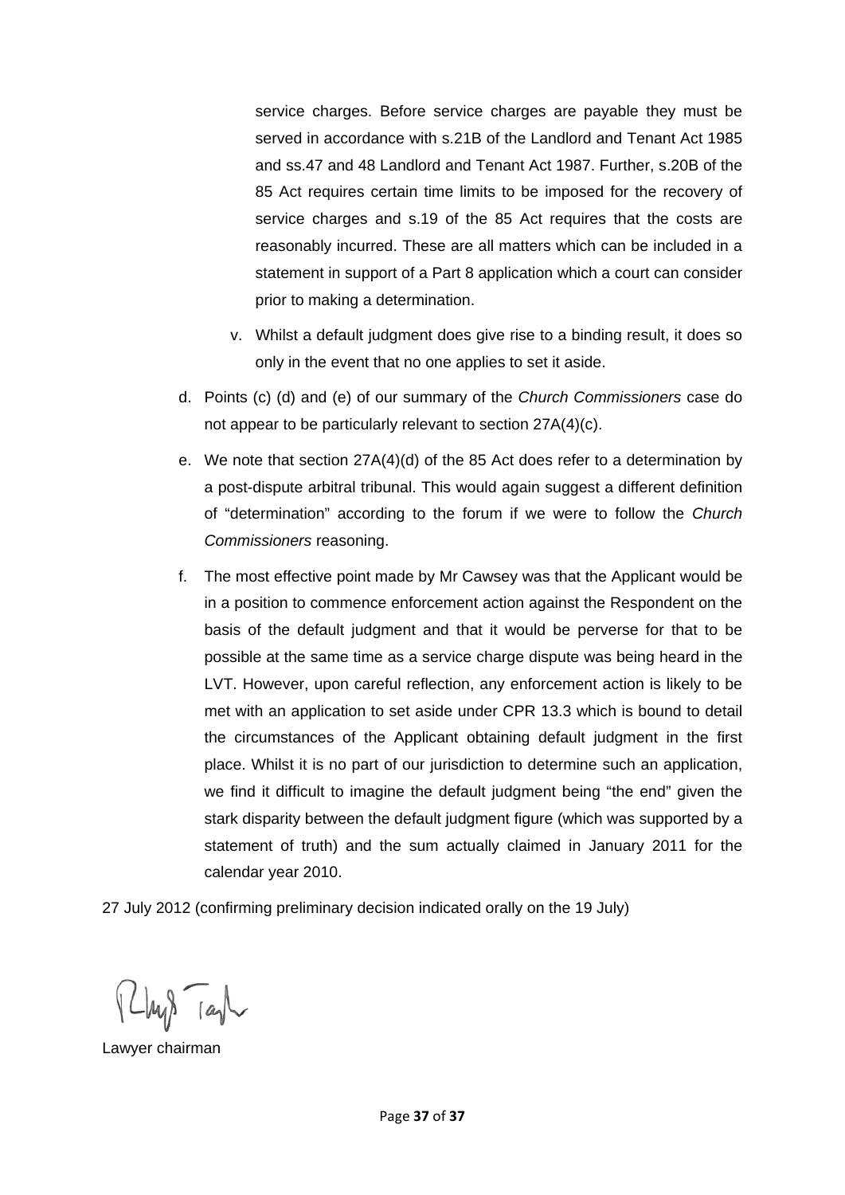service charges. Before service charges are payable they must be served in accordance with s.21B of the Landlord and Tenant Act 1985 and ss.47 and 48 Landlord and Tenant Act 1987. Further, s.20B of the 85 Act requires certain time limits to be imposed for the recovery of service charges and s.19 of the 85 Act requires that the costs are reasonably incurred. These are all matters which can be included in a statement in support of a Part 8 application which a court can consider prior to making a determination.

v. Whilst a default judgment does give rise to a binding result, it does so only in the event that no one applies to set it aside.

d. Points (c) (d) and (e) of our summary of the *Church Commissioners* case do not appear to be particularly relevant to section 27A(4)(c).

e. We note that section 27A(4)(d) of the 85 Act does refer to a determination by a post-dispute arbitral tribunal. This would again suggest a different definition of "determination" according to the forum if we were to follow the *Church Commissioners* reasoning.

f. The most effective point made by Mr Cawsey was that the Applicant would be in a position to commence enforcement action against the Respondent on the basis of the default judgment and that it would be perverse for that to be possible at the same time as a service charge dispute was being heard in the LVT. However, upon careful reflection, any enforcement action is likely to be met with an application to set aside under CPR 13.3 which is bound to detail the circumstances of the Applicant obtaining default judgment in the first place. Whilst it is no part of our jurisdiction to determine such an application, we find it difficult to imagine the default judgment being "the end" given the stark disparity between the default judgment figure (which was supported by a statement of truth) and the sum actually claimed in January 2011 for the calendar year 2010.

27 July 2012 (confirming preliminary decision indicated orally on the 19 July)

Lawyer chairman